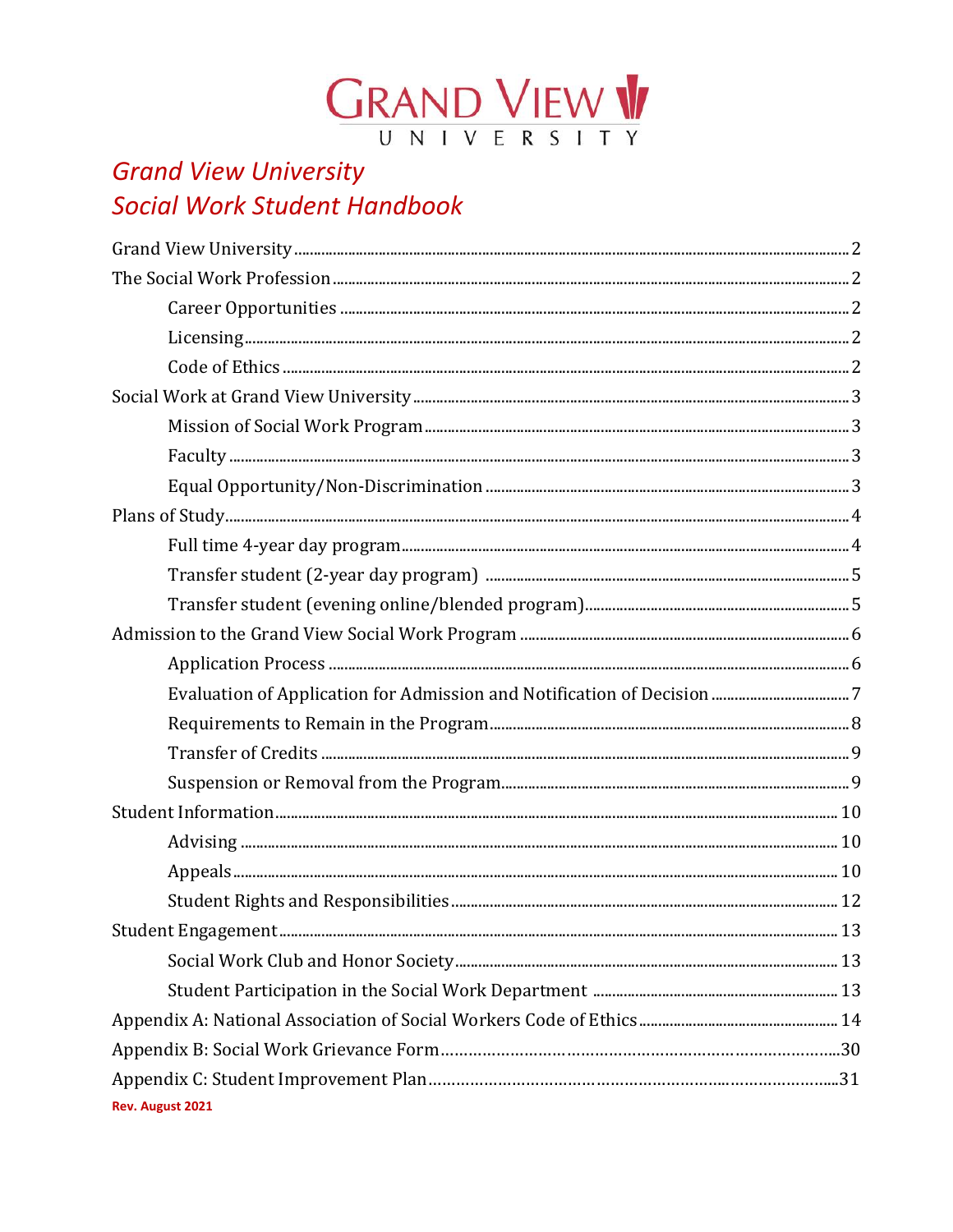# Grand View University

# *Grand View University*
# *Social Work Student Handbook*

| | |
|---|---|
| Grand View University | 2 |
| The Social Work Profession | 2 |
| Career Opportunities | 2 |
| Licensing | 2 |
| Code of Ethics | 2 |
| Social Work at Grand View University | 3 |
| Mission of Social Work Program | 3 |
| Faculty | 3 |
| Equal Opportunity/Non-Discrimination | 3 |
| Plans of Study | 4 |
| Full time 4-year day program | 4 |
| Transfer student (2-year day program) | 5 |
| Transfer student (evening online/blended program) | 5 |
| Admission to the Grand View Social Work Program | 6 |
| Application Process | 6 |
| Evaluation of Application for Admission and Notification of Decision | 7 |
| Requirements to Remain in the Program | 8 |
| Transfer of Credits | 9 |
| Suspension or Removal from the Program | 9 |
| Student Information | 10 |
| Advising | 10 |
| Appeals | 10 |
| Student Rights and Responsibilities | 12 |
| Student Engagement | 13 |
| Social Work Club and Honor Society | 13 |
| Student Participation in the Social Work Department | 13 |
| Appendix A: National Association of Social Workers Code of Ethics | 14 |
| Appendix B: Social Work Grievance Form | 30 |
| Appendix C: Student Improvement Plan | 31 |

**Rev. August 2021**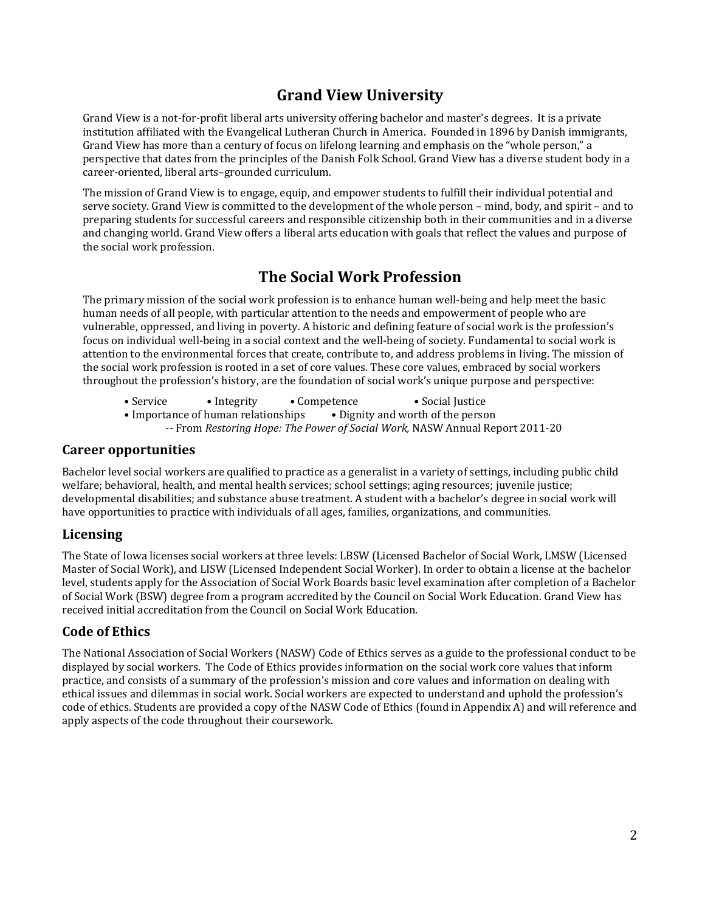# Grand View University

Grand View is a not-for-profit liberal arts university offering bachelor and master's degrees. It is a private institution affiliated with the Evangelical Lutheran Church in America. Founded in 1896 by Danish immigrants, Grand View has more than a century of focus on lifelong learning and emphasis on the "whole person," a perspective that dates from the principles of the Danish Folk School. Grand View has a diverse student body in a career-oriented, liberal arts–grounded curriculum.

The mission of Grand View is to engage, equip, and empower students to fulfill their individual potential and serve society. Grand View is committed to the development of the whole person – mind, body, and spirit – and to preparing students for successful careers and responsible citizenship both in their communities and in a diverse and changing world. Grand View offers a liberal arts education with goals that reflect the values and purpose of the social work profession.

# The Social Work Profession

The primary mission of the social work profession is to enhance human well-being and help meet the basic human needs of all people, with particular attention to the needs and empowerment of people who are vulnerable, oppressed, and living in poverty. A historic and defining feature of social work is the profession's focus on individual well-being in a social context and the well-being of society. Fundamental to social work is attention to the environmental forces that create, contribute to, and address problems in living. The mission of the social work profession is rooted in a set of core values. These core values, embraced by social workers throughout the profession's history, are the foundation of social work's unique purpose and perspective:

- Service
- Integrity
- Competence
- Social Justice
- Importance of human relationships
- Dignity and worth of the person

-- From *Restoring Hope: The Power of Social Work,* NASW Annual Report 2011-20

## Career opportunities

Bachelor level social workers are qualified to practice as a generalist in a variety of settings, including public child welfare; behavioral, health, and mental health services; school settings; aging resources; juvenile justice; developmental disabilities; and substance abuse treatment. A student with a bachelor's degree in social work will have opportunities to practice with individuals of all ages, families, organizations, and communities.

## Licensing

The State of Iowa licenses social workers at three levels: LBSW (Licensed Bachelor of Social Work, LMSW (Licensed Master of Social Work), and LISW (Licensed Independent Social Worker). In order to obtain a license at the bachelor level, students apply for the Association of Social Work Boards basic level examination after completion of a Bachelor of Social Work (BSW) degree from a program accredited by the Council on Social Work Education. Grand View has received initial accreditation from the Council on Social Work Education.

## Code of Ethics

The National Association of Social Workers (NASW) Code of Ethics serves as a guide to the professional conduct to be displayed by social workers. The Code of Ethics provides information on the social work core values that inform practice, and consists of a summary of the profession's mission and core values and information on dealing with ethical issues and dilemmas in social work. Social workers are expected to understand and uphold the profession's code of ethics. Students are provided a copy of the NASW Code of Ethics (found in Appendix A) and will reference and apply aspects of the code throughout their coursework.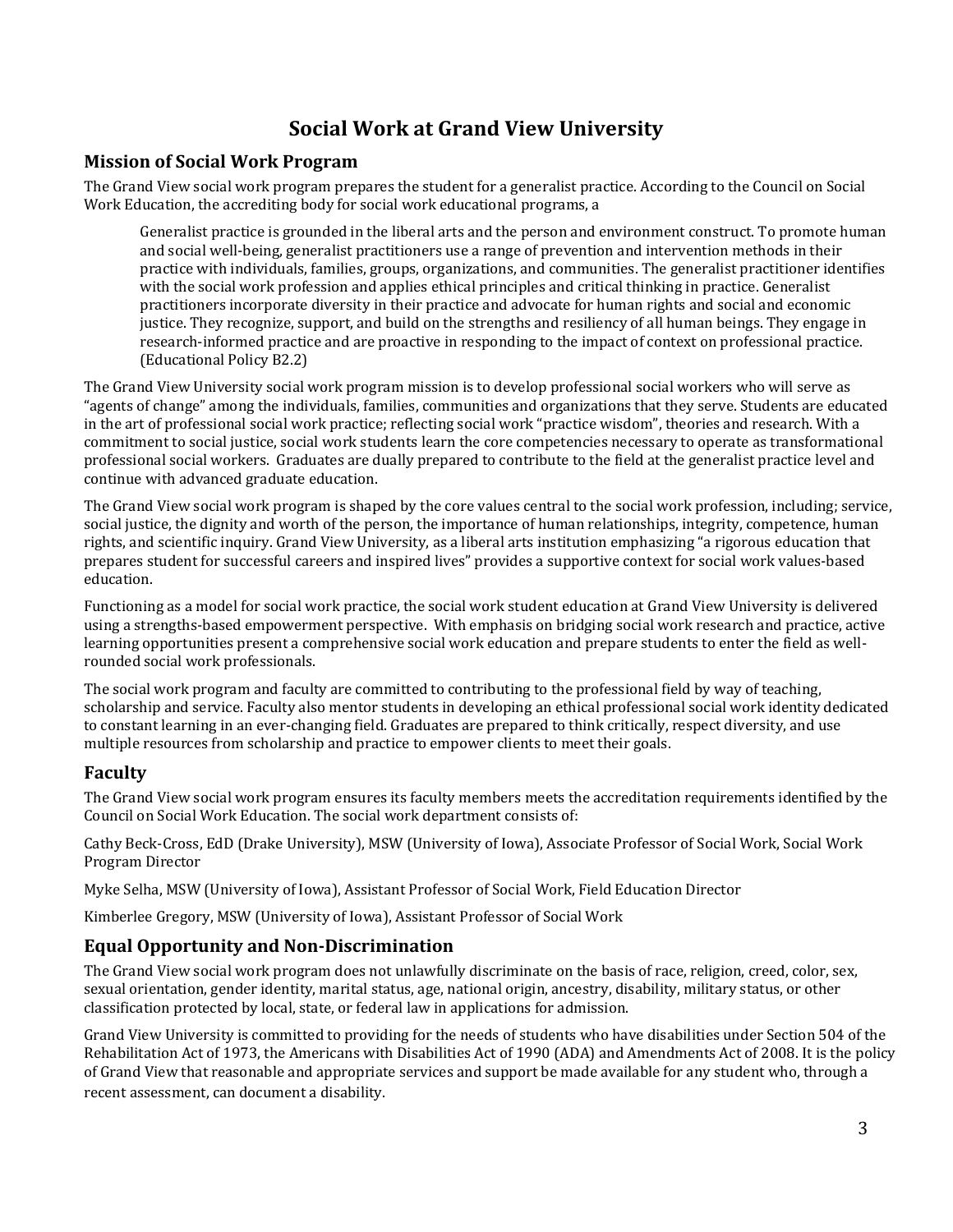# Social Work at Grand View University

## Mission of Social Work Program

The Grand View social work program prepares the student for a generalist practice. According to the Council on Social Work Education, the accrediting body for social work educational programs, a

> Generalist practice is grounded in the liberal arts and the person and environment construct. To promote human and social well-being, generalist practitioners use a range of prevention and intervention methods in their practice with individuals, families, groups, organizations, and communities. The generalist practitioner identifies with the social work profession and applies ethical principles and critical thinking in practice. Generalist practitioners incorporate diversity in their practice and advocate for human rights and social and economic justice. They recognize, support, and build on the strengths and resiliency of all human beings. They engage in research-informed practice and are proactive in responding to the impact of context on professional practice. (Educational Policy B2.2)

The Grand View University social work program mission is to develop professional social workers who will serve as "agents of change" among the individuals, families, communities and organizations that they serve. Students are educated in the art of professional social work practice; reflecting social work "practice wisdom", theories and research. With a commitment to social justice, social work students learn the core competencies necessary to operate as transformational professional social workers. Graduates are dually prepared to contribute to the field at the generalist practice level and continue with advanced graduate education.

The Grand View social work program is shaped by the core values central to the social work profession, including; service, social justice, the dignity and worth of the person, the importance of human relationships, integrity, competence, human rights, and scientific inquiry. Grand View University, as a liberal arts institution emphasizing "a rigorous education that prepares student for successful careers and inspired lives" provides a supportive context for social work values-based education.

Functioning as a model for social work practice, the social work student education at Grand View University is delivered using a strengths-based empowerment perspective. With emphasis on bridging social work research and practice, active learning opportunities present a comprehensive social work education and prepare students to enter the field as well-rounded social work professionals.

The social work program and faculty are committed to contributing to the professional field by way of teaching, scholarship and service. Faculty also mentor students in developing an ethical professional social work identity dedicated to constant learning in an ever-changing field. Graduates are prepared to think critically, respect diversity, and use multiple resources from scholarship and practice to empower clients to meet their goals.

## Faculty

The Grand View social work program ensures its faculty members meets the accreditation requirements identified by the Council on Social Work Education. The social work department consists of:

Cathy Beck-Cross, EdD (Drake University), MSW (University of Iowa), Associate Professor of Social Work, Social Work Program Director

Myke Selha, MSW (University of Iowa), Assistant Professor of Social Work, Field Education Director

Kimberlee Gregory, MSW (University of Iowa), Assistant Professor of Social Work

## Equal Opportunity and Non-Discrimination

The Grand View social work program does not unlawfully discriminate on the basis of race, religion, creed, color, sex, sexual orientation, gender identity, marital status, age, national origin, ancestry, disability, military status, or other classification protected by local, state, or federal law in applications for admission.

Grand View University is committed to providing for the needs of students who have disabilities under Section 504 of the Rehabilitation Act of 1973, the Americans with Disabilities Act of 1990 (ADA) and Amendments Act of 2008. It is the policy of Grand View that reasonable and appropriate services and support be made available for any student who, through a recent assessment, can document a disability.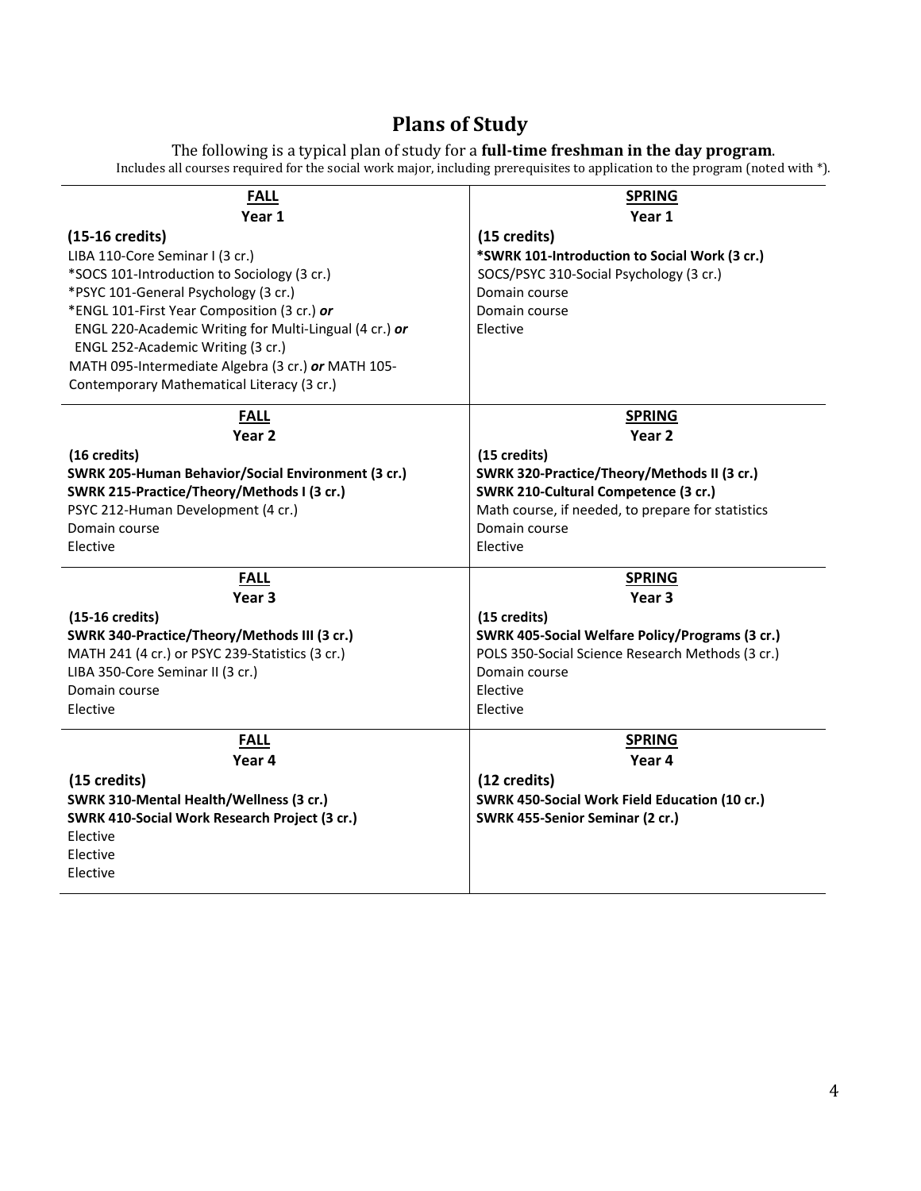# Plans of Study

The following is a typical plan of study for a **full-time freshman in the day program**.

Includes all courses required for the social work major, including prerequisites to application to the program (noted with *).

| **FALL** | **SPRING** |
|---|---|
| **Year 1** | **Year 1** |
| **(15-16 credits)**<br>LIBA 110-Core Seminar I (3 cr.)<br>*SOCS 101-Introduction to Sociology (3 cr.)<br>*PSYC 101-General Psychology (3 cr.)<br>*ENGL 101-First Year Composition (3 cr.) ***or***<br>ENGL 220-Academic Writing for Multi-Lingual (4 cr.) ***or***<br>ENGL 252-Academic Writing (3 cr.)<br>MATH 095-Intermediate Algebra (3 cr.) ***or*** MATH 105-Contemporary Mathematical Literacy (3 cr.) | **(15 credits)**<br>**\*SWRK 101-Introduction to Social Work (3 cr.)**<br>SOCS/PSYC 310-Social Psychology (3 cr.)<br>Domain course<br>Domain course<br>Elective |
| **Year 2** | **Year 2** |
| **(16 credits)**<br>**SWRK 205-Human Behavior/Social Environment (3 cr.)**<br>**SWRK 215-Practice/Theory/Methods I (3 cr.)**<br>PSYC 212-Human Development (4 cr.)<br>Domain course<br>Elective | **(15 credits)**<br>**SWRK 320-Practice/Theory/Methods II (3 cr.)**<br>**SWRK 210-Cultural Competence (3 cr.)**<br>Math course, if needed, to prepare for statistics<br>Domain course<br>Elective |
| **Year 3** | **Year 3** |
| **(15-16 credits)**<br>**SWRK 340-Practice/Theory/Methods III (3 cr.)**<br>MATH 241 (4 cr.) or PSYC 239-Statistics (3 cr.)<br>LIBA 350-Core Seminar II (3 cr.)<br>Domain course<br>Elective | **(15 credits)**<br>**SWRK 405-Social Welfare Policy/Programs (3 cr.)**<br>POLS 350-Social Science Research Methods (3 cr.)<br>Domain course<br>Elective<br>Elective |
| **Year 4** | **Year 4** |
| **(15 credits)**<br>**SWRK 310-Mental Health/Wellness (3 cr.)**<br>**SWRK 410-Social Work Research Project (3 cr.)**<br>Elective<br>Elective<br>Elective | **(12 credits)**<br>**SWRK 450-Social Work Field Education (10 cr.)**<br>**SWRK 455-Senior Seminar (2 cr.)** |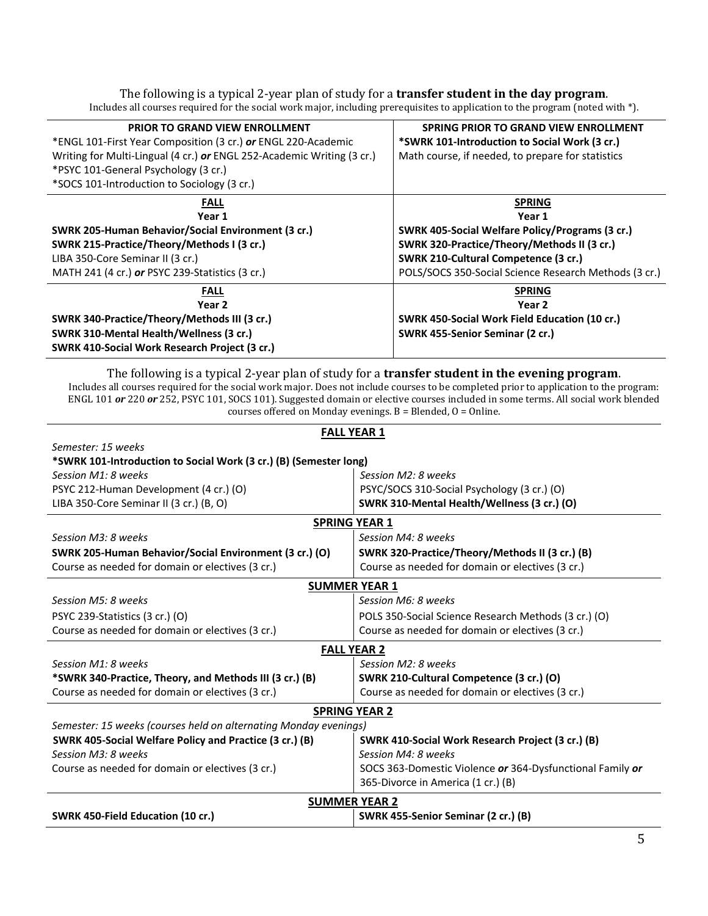The following is a typical 2-year plan of study for a **transfer student in the day program**.
Includes all courses required for the social work major, including prerequisites to application to the program (noted with *).

| **PRIOR TO GRAND VIEW ENROLLMENT** | **SPRING PRIOR TO GRAND VIEW ENROLLMENT** |
|---|---|
| *ENGL 101-First Year Composition (3 cr.) ***or*** ENGL 220-Academic Writing for Multi-Lingual (4 cr.) ***or*** ENGL 252-Academic Writing (3 cr.)<br>*PSYC 101-General Psychology (3 cr.)<br>*SOCS 101-Introduction to Sociology (3 cr.) | ***SWRK 101-Introduction to Social Work (3 cr.)**<br>Math course, if needed, to prepare for statistics |
| **FALL Year 1** | **SPRING Year 1** |
| **SWRK 205-Human Behavior/Social Environment (3 cr.)**<br>**SWRK 215-Practice/Theory/Methods I (3 cr.)**<br>LIBA 350-Core Seminar II (3 cr.)<br>MATH 241 (4 cr.) ***or*** PSYC 239-Statistics (3 cr.) | **SWRK 405-Social Welfare Policy/Programs (3 cr.)**<br>**SWRK 320-Practice/Theory/Methods II (3 cr.)**<br>**SWRK 210-Cultural Competence (3 cr.)**<br>POLS/SOCS 350-Social Science Research Methods (3 cr.) |
| **FALL Year 2** | **SPRING Year 2** |
| **SWRK 340-Practice/Theory/Methods III (3 cr.)**<br>**SWRK 310-Mental Health/Wellness (3 cr.)**<br>**SWRK 410-Social Work Research Project (3 cr.)** | **SWRK 450-Social Work Field Education (10 cr.)**<br>**SWRK 455-Senior Seminar (2 cr.)** |

The following is a typical 2-year plan of study for a **transfer student in the evening program**.
Includes all courses required for the social work major. Does not include courses to be completed prior to application to the program: ENGL 101 ***or*** 220 ***or*** 252, PSYC 101, SOCS 101). Suggested domain or elective courses included in some terms. All social work blended courses offered on Monday evenings. B = Blended, O = Online.

| **FALL YEAR 1** | |
|---|---|
| *Semester: 15 weeks* | |
| ***SWRK 101-Introduction to Social Work (3 cr.) (B) (Semester long)** | |
| *Session M1: 8 weeks* | *Session M2: 8 weeks* |
| PSYC 212-Human Development (4 cr.) (O) | PSYC/SOCS 310-Social Psychology (3 cr.) (O) |
| LIBA 350-Core Seminar II (3 cr.) (B, O) | **SWRK 310-Mental Health/Wellness (3 cr.) (O)** |
| **SPRING YEAR 1** | |
| *Session M3: 8 weeks* | *Session M4: 8 weeks* |
| **SWRK 205-Human Behavior/Social Environment (3 cr.) (O)** | **SWRK 320-Practice/Theory/Methods II (3 cr.) (B)** |
| Course as needed for domain or electives (3 cr.) | Course as needed for domain or electives (3 cr.) |
| **SUMMER YEAR 1** | |
| *Session M5: 8 weeks* | *Session M6: 8 weeks* |
| PSYC 239-Statistics (3 cr.) (O) | POLS 350-Social Science Research Methods (3 cr.) (O) |
| Course as needed for domain or electives (3 cr.) | Course as needed for domain or electives (3 cr.) |
| **FALL YEAR 2** | |
| *Session M1: 8 weeks* | *Session M2: 8 weeks* |
| ***SWRK 340-Practice, Theory, and Methods III (3 cr.) (B)** | **SWRK 210-Cultural Competence (3 cr.) (O)** |
| Course as needed for domain or electives (3 cr.) | Course as needed for domain or electives (3 cr.) |
| **SPRING YEAR 2** | |
| *Semester: 15 weeks (courses held on alternating Monday evenings)* | |
| **SWRK 405-Social Welfare Policy and Practice (3 cr.) (B)** | **SWRK 410-Social Work Research Project (3 cr.) (B)** |
| *Session M3: 8 weeks* | *Session M4: 8 weeks* |
| Course as needed for domain or electives (3 cr.) | SOCS 363-Domestic Violence ***or*** 364-Dysfunctional Family ***or*** 365-Divorce in America (1 cr.) (B) |
| **SUMMER YEAR 2** | |
| **SWRK 450-Field Education (10 cr.)** | **SWRK 455-Senior Seminar (2 cr.) (B)** |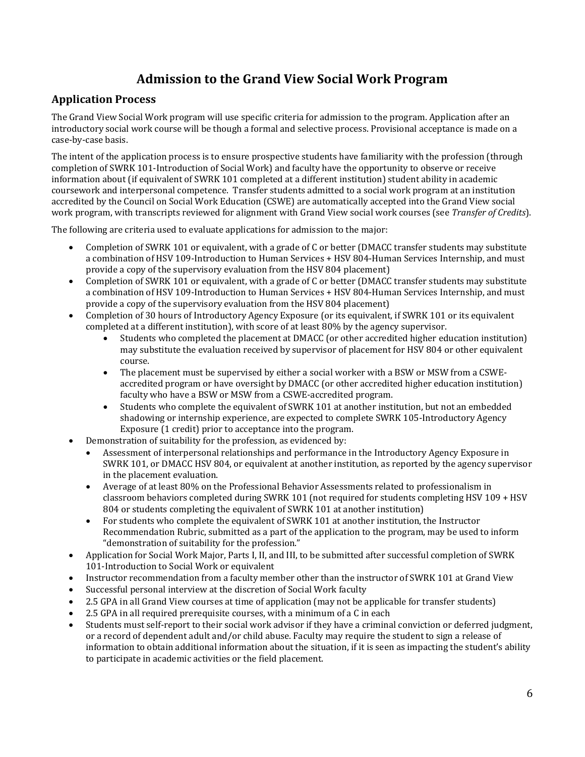# Admission to the Grand View Social Work Program

## Application Process

The Grand View Social Work program will use specific criteria for admission to the program. Application after an introductory social work course will be though a formal and selective process. Provisional acceptance is made on a case-by-case basis.

The intent of the application process is to ensure prospective students have familiarity with the profession (through completion of SWRK 101-Introduction of Social Work) and faculty have the opportunity to observe or receive information about (if equivalent of SWRK 101 completed at a different institution) student ability in academic coursework and interpersonal competence. Transfer students admitted to a social work program at an institution accredited by the Council on Social Work Education (CSWE) are automatically accepted into the Grand View social work program, with transcripts reviewed for alignment with Grand View social work courses (see *Transfer of Credits*).

The following are criteria used to evaluate applications for admission to the major:

- Completion of SWRK 101 or equivalent, with a grade of C or better (DMACC transfer students may substitute a combination of HSV 109-Introduction to Human Services + HSV 804-Human Services Internship, and must provide a copy of the supervisory evaluation from the HSV 804 placement)
- Completion of SWRK 101 or equivalent, with a grade of C or better (DMACC transfer students may substitute a combination of HSV 109-Introduction to Human Services + HSV 804-Human Services Internship, and must provide a copy of the supervisory evaluation from the HSV 804 placement)
- Completion of 30 hours of Introductory Agency Exposure (or its equivalent, if SWRK 101 or its equivalent completed at a different institution), with score of at least 80% by the agency supervisor.
  - Students who completed the placement at DMACC (or other accredited higher education institution) may substitute the evaluation received by supervisor of placement for HSV 804 or other equivalent course.
  - The placement must be supervised by either a social worker with a BSW or MSW from a CSWE-accredited program or have oversight by DMACC (or other accredited higher education institution) faculty who have a BSW or MSW from a CSWE-accredited program.
  - Students who complete the equivalent of SWRK 101 at another institution, but not an embedded shadowing or internship experience, are expected to complete SWRK 105-Introductory Agency Exposure (1 credit) prior to acceptance into the program.
- Demonstration of suitability for the profession, as evidenced by:
  - Assessment of interpersonal relationships and performance in the Introductory Agency Exposure in SWRK 101, or DMACC HSV 804, or equivalent at another institution, as reported by the agency supervisor in the placement evaluation.
  - Average of at least 80% on the Professional Behavior Assessments related to professionalism in classroom behaviors completed during SWRK 101 (not required for students completing HSV 109 + HSV 804 or students completing the equivalent of SWRK 101 at another institution)
  - For students who complete the equivalent of SWRK 101 at another institution, the Instructor Recommendation Rubric, submitted as a part of the application to the program, may be used to inform "demonstration of suitability for the profession."
- Application for Social Work Major, Parts I, II, and III, to be submitted after successful completion of SWRK 101-Introduction to Social Work or equivalent
- Instructor recommendation from a faculty member other than the instructor of SWRK 101 at Grand View
- Successful personal interview at the discretion of Social Work faculty
- 2.5 GPA in all Grand View courses at time of application (may not be applicable for transfer students)
- 2.5 GPA in all required prerequisite courses, with a minimum of a C in each
- Students must self-report to their social work advisor if they have a criminal conviction or deferred judgment, or a record of dependent adult and/or child abuse. Faculty may require the student to sign a release of information to obtain additional information about the situation, if it is seen as impacting the student's ability to participate in academic activities or the field placement.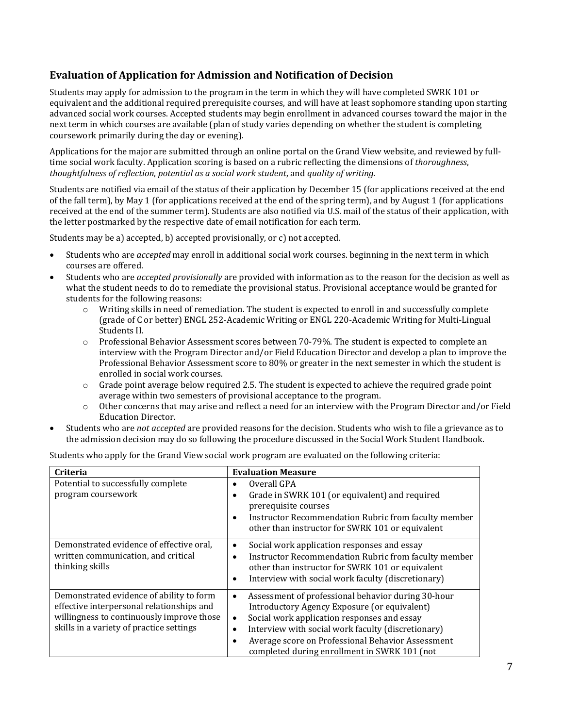## Evaluation of Application for Admission and Notification of Decision

Students may apply for admission to the program in the term in which they will have completed SWRK 101 or equivalent and the additional required prerequisite courses, and will have at least sophomore standing upon starting advanced social work courses. Accepted students may begin enrollment in advanced courses toward the major in the next term in which courses are available (plan of study varies depending on whether the student is completing coursework primarily during the day or evening).

Applications for the major are submitted through an online portal on the Grand View website, and reviewed by full-time social work faculty. Application scoring is based on a rubric reflecting the dimensions of *thoroughness*, *thoughtfulness of reflection*, *potential as a social work student*, and *quality of writing.*

Students are notified via email of the status of their application by December 15 (for applications received at the end of the fall term), by May 1 (for applications received at the end of the spring term), and by August 1 (for applications received at the end of the summer term). Students are also notified via U.S. mail of the status of their application, with the letter postmarked by the respective date of email notification for each term.

Students may be a) accepted, b) accepted provisionally, or c) not accepted.

- Students who are *accepted* may enroll in additional social work courses. beginning in the next term in which courses are offered.
- Students who are *accepted provisionally* are provided with information as to the reason for the decision as well as what the student needs to do to remediate the provisional status. Provisional acceptance would be granted for students for the following reasons:
  - Writing skills in need of remediation. The student is expected to enroll in and successfully complete (grade of C or better) ENGL 252-Academic Writing or ENGL 220-Academic Writing for Multi-Lingual Students II.
  - Professional Behavior Assessment scores between 70-79%. The student is expected to complete an interview with the Program Director and/or Field Education Director and develop a plan to improve the Professional Behavior Assessment score to 80% or greater in the next semester in which the student is enrolled in social work courses.
  - Grade point average below required 2.5. The student is expected to achieve the required grade point average within two semesters of provisional acceptance to the program.
  - Other concerns that may arise and reflect a need for an interview with the Program Director and/or Field Education Director.
- Students who are *not accepted* are provided reasons for the decision. Students who wish to file a grievance as to the admission decision may do so following the procedure discussed in the Social Work Student Handbook.

Students who apply for the Grand View social work program are evaluated on the following criteria:

| Criteria | Evaluation Measure |
|---|---|
| Potential to successfully complete program coursework | • Overall GPA<br>• Grade in SWRK 101 (or equivalent) and required prerequisite courses<br>• Instructor Recommendation Rubric from faculty member other than instructor for SWRK 101 or equivalent |
| Demonstrated evidence of effective oral, written communication, and critical thinking skills | • Social work application responses and essay<br>• Instructor Recommendation Rubric from faculty member other than instructor for SWRK 101 or equivalent<br>• Interview with social work faculty (discretionary) |
| Demonstrated evidence of ability to form effective interpersonal relationships and willingness to continuously improve those skills in a variety of practice settings | • Assessment of professional behavior during 30-hour Introductory Agency Exposure (or equivalent)<br>• Social work application responses and essay<br>• Interview with social work faculty (discretionary)<br>• Average score on Professional Behavior Assessment completed during enrollment in SWRK 101 (not |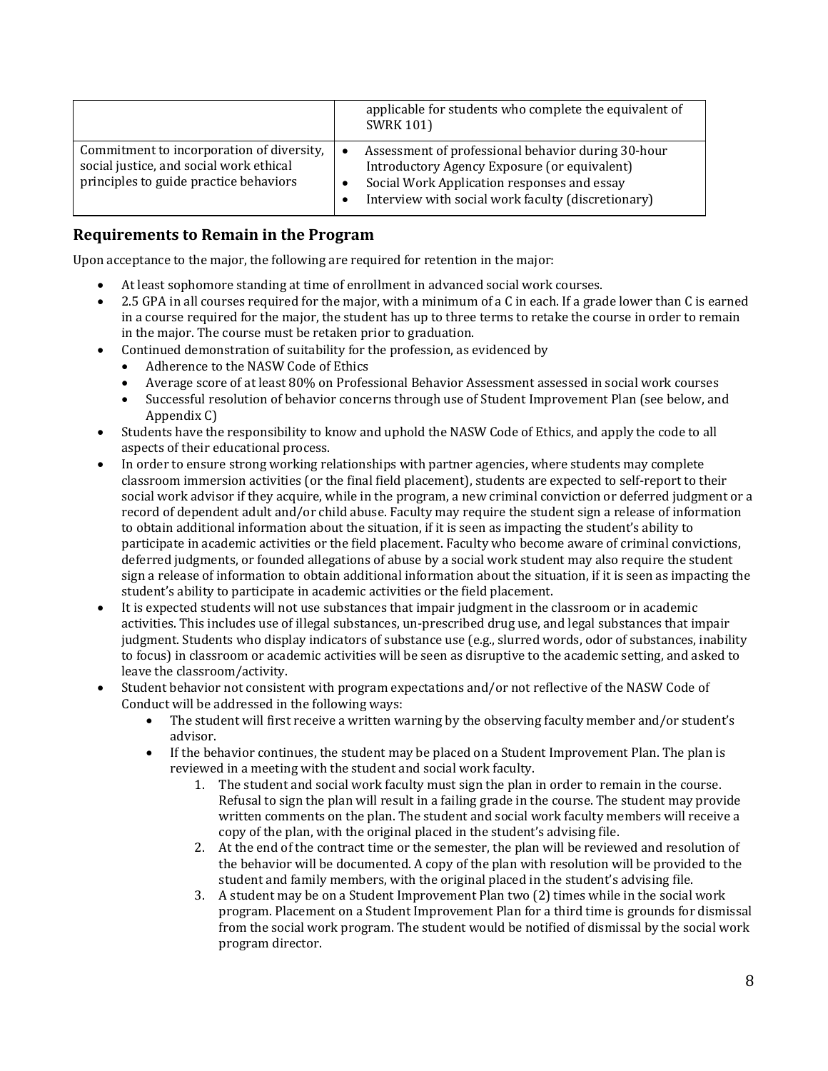| | |
|---|---|
| | applicable for students who complete the equivalent of SWRK 101) |
| Commitment to incorporation of diversity, social justice, and social work ethical principles to guide practice behaviors | • Assessment of professional behavior during 30-hour Introductory Agency Exposure (or equivalent)<br>• Social Work Application responses and essay<br>• Interview with social work faculty (discretionary) |

## Requirements to Remain in the Program

Upon acceptance to the major, the following are required for retention in the major:

- At least sophomore standing at time of enrollment in advanced social work courses.
- 2.5 GPA in all courses required for the major, with a minimum of a C in each. If a grade lower than C is earned in a course required for the major, the student has up to three terms to retake the course in order to remain in the major. The course must be retaken prior to graduation.
- Continued demonstration of suitability for the profession, as evidenced by
  - Adherence to the NASW Code of Ethics
  - Average score of at least 80% on Professional Behavior Assessment assessed in social work courses
  - Successful resolution of behavior concerns through use of Student Improvement Plan (see below, and Appendix C)
- Students have the responsibility to know and uphold the NASW Code of Ethics, and apply the code to all aspects of their educational process.
- In order to ensure strong working relationships with partner agencies, where students may complete classroom immersion activities (or the final field placement), students are expected to self-report to their social work advisor if they acquire, while in the program, a new criminal conviction or deferred judgment or a record of dependent adult and/or child abuse. Faculty may require the student sign a release of information to obtain additional information about the situation, if it is seen as impacting the student's ability to participate in academic activities or the field placement. Faculty who become aware of criminal convictions, deferred judgments, or founded allegations of abuse by a social work student may also require the student sign a release of information to obtain additional information about the situation, if it is seen as impacting the student's ability to participate in academic activities or the field placement.
- It is expected students will not use substances that impair judgment in the classroom or in academic activities. This includes use of illegal substances, un-prescribed drug use, and legal substances that impair judgment. Students who display indicators of substance use (e.g., slurred words, odor of substances, inability to focus) in classroom or academic activities will be seen as disruptive to the academic setting, and asked to leave the classroom/activity.
- Student behavior not consistent with program expectations and/or not reflective of the NASW Code of Conduct will be addressed in the following ways:
  - The student will first receive a written warning by the observing faculty member and/or student's advisor.
  - If the behavior continues, the student may be placed on a Student Improvement Plan. The plan is reviewed in a meeting with the student and social work faculty.
    1. The student and social work faculty must sign the plan in order to remain in the course. Refusal to sign the plan will result in a failing grade in the course. The student may provide written comments on the plan. The student and social work faculty members will receive a copy of the plan, with the original placed in the student's advising file.
    2. At the end of the contract time or the semester, the plan will be reviewed and resolution of the behavior will be documented. A copy of the plan with resolution will be provided to the student and family members, with the original placed in the student's advising file.
    3. A student may be on a Student Improvement Plan two (2) times while in the social work program. Placement on a Student Improvement Plan for a third time is grounds for dismissal from the social work program. The student would be notified of dismissal by the social work program director.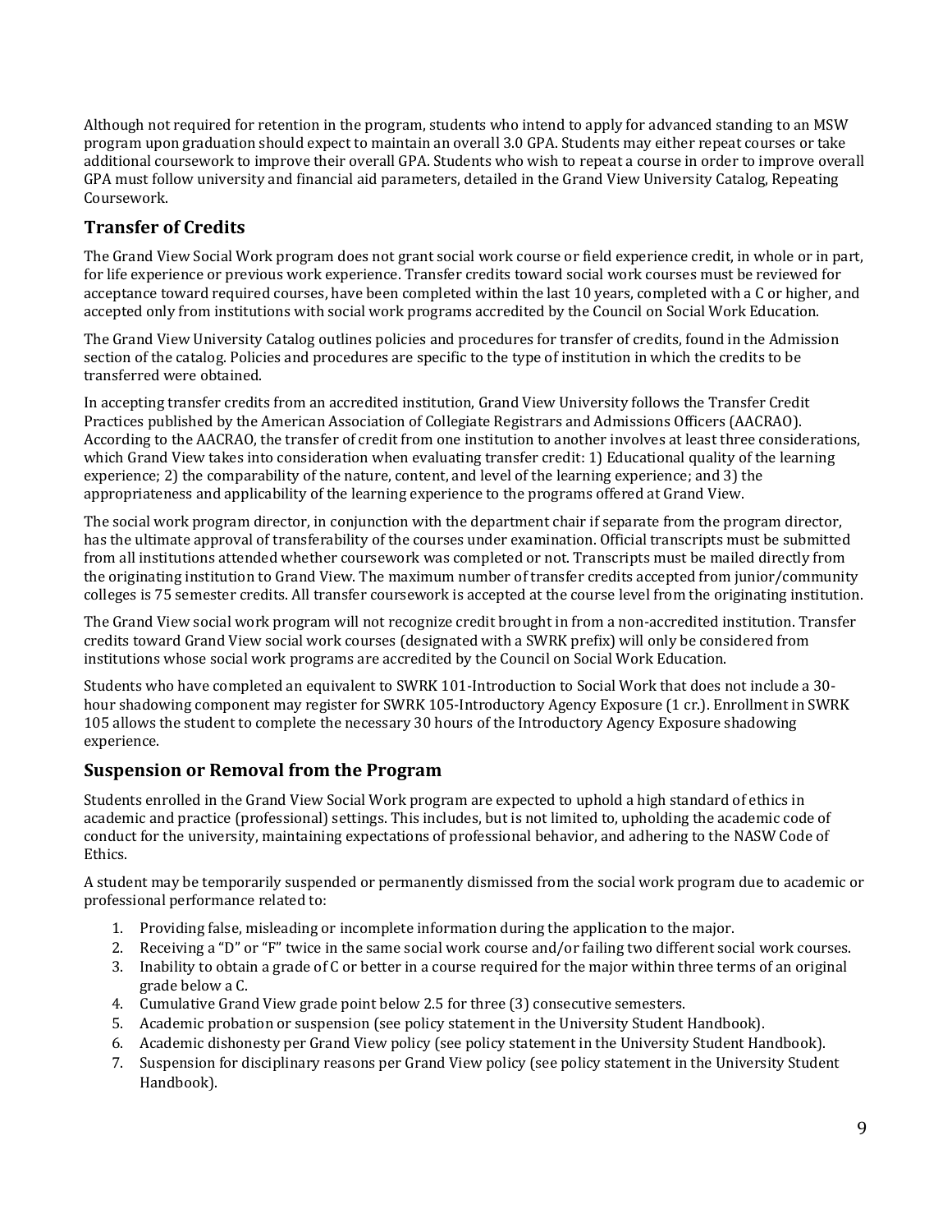Although not required for retention in the program, students who intend to apply for advanced standing to an MSW program upon graduation should expect to maintain an overall 3.0 GPA. Students may either repeat courses or take additional coursework to improve their overall GPA. Students who wish to repeat a course in order to improve overall GPA must follow university and financial aid parameters, detailed in the Grand View University Catalog, Repeating Coursework.

## Transfer of Credits

The Grand View Social Work program does not grant social work course or field experience credit, in whole or in part, for life experience or previous work experience. Transfer credits toward social work courses must be reviewed for acceptance toward required courses, have been completed within the last 10 years, completed with a C or higher, and accepted only from institutions with social work programs accredited by the Council on Social Work Education.

The Grand View University Catalog outlines policies and procedures for transfer of credits, found in the Admission section of the catalog. Policies and procedures are specific to the type of institution in which the credits to be transferred were obtained.

In accepting transfer credits from an accredited institution, Grand View University follows the Transfer Credit Practices published by the American Association of Collegiate Registrars and Admissions Officers (AACRAO). According to the AACRAO, the transfer of credit from one institution to another involves at least three considerations, which Grand View takes into consideration when evaluating transfer credit: 1) Educational quality of the learning experience; 2) the comparability of the nature, content, and level of the learning experience; and 3) the appropriateness and applicability of the learning experience to the programs offered at Grand View.

The social work program director, in conjunction with the department chair if separate from the program director, has the ultimate approval of transferability of the courses under examination. Official transcripts must be submitted from all institutions attended whether coursework was completed or not. Transcripts must be mailed directly from the originating institution to Grand View. The maximum number of transfer credits accepted from junior/community colleges is 75 semester credits. All transfer coursework is accepted at the course level from the originating institution.

The Grand View social work program will not recognize credit brought in from a non-accredited institution. Transfer credits toward Grand View social work courses (designated with a SWRK prefix) will only be considered from institutions whose social work programs are accredited by the Council on Social Work Education.

Students who have completed an equivalent to SWRK 101-Introduction to Social Work that does not include a 30-hour shadowing component may register for SWRK 105-Introductory Agency Exposure (1 cr.). Enrollment in SWRK 105 allows the student to complete the necessary 30 hours of the Introductory Agency Exposure shadowing experience.

## Suspension or Removal from the Program

Students enrolled in the Grand View Social Work program are expected to uphold a high standard of ethics in academic and practice (professional) settings. This includes, but is not limited to, upholding the academic code of conduct for the university, maintaining expectations of professional behavior, and adhering to the NASW Code of Ethics.

A student may be temporarily suspended or permanently dismissed from the social work program due to academic or professional performance related to:

1. Providing false, misleading or incomplete information during the application to the major.
2. Receiving a "D" or "F" twice in the same social work course and/or failing two different social work courses.
3. Inability to obtain a grade of C or better in a course required for the major within three terms of an original grade below a C.
4. Cumulative Grand View grade point below 2.5 for three (3) consecutive semesters.
5. Academic probation or suspension (see policy statement in the University Student Handbook).
6. Academic dishonesty per Grand View policy (see policy statement in the University Student Handbook).
7. Suspension for disciplinary reasons per Grand View policy (see policy statement in the University Student Handbook).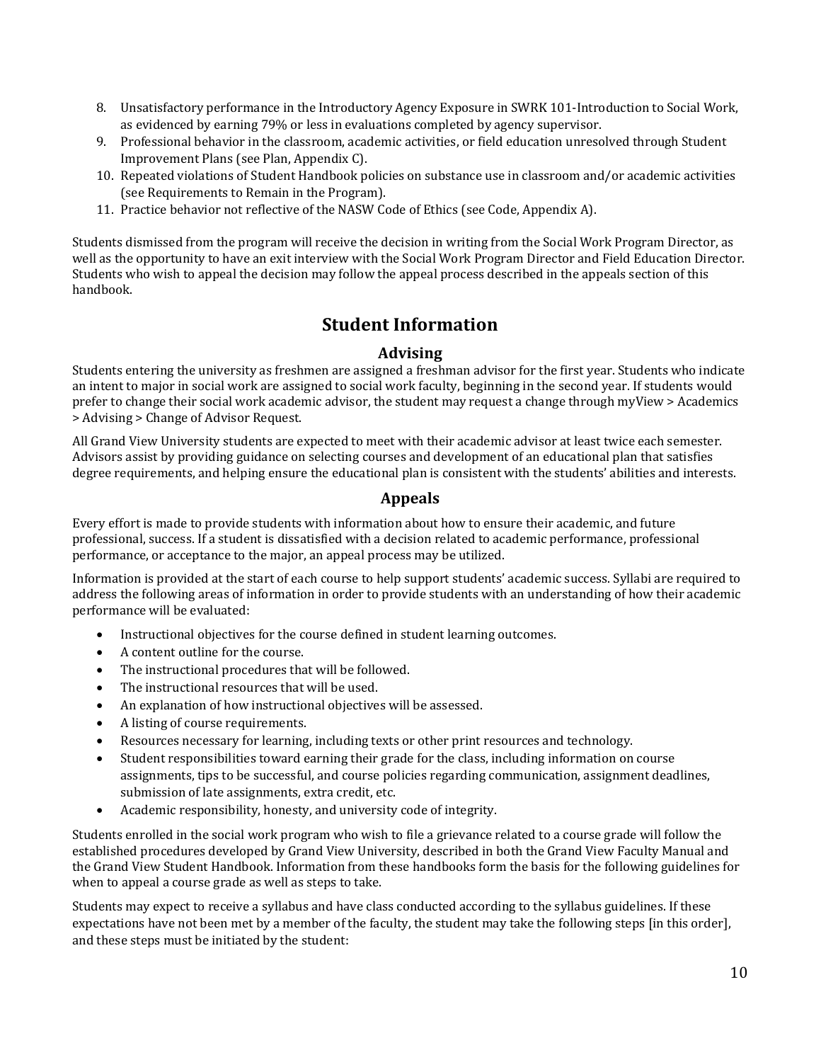8. Unsatisfactory performance in the Introductory Agency Exposure in SWRK 101-Introduction to Social Work, as evidenced by earning 79% or less in evaluations completed by agency supervisor.
9. Professional behavior in the classroom, academic activities, or field education unresolved through Student Improvement Plans (see Plan, Appendix C).
10. Repeated violations of Student Handbook policies on substance use in classroom and/or academic activities (see Requirements to Remain in the Program).
11. Practice behavior not reflective of the NASW Code of Ethics (see Code, Appendix A).

Students dismissed from the program will receive the decision in writing from the Social Work Program Director, as well as the opportunity to have an exit interview with the Social Work Program Director and Field Education Director. Students who wish to appeal the decision may follow the appeal process described in the appeals section of this handbook.

# Student Information

## Advising

Students entering the university as freshmen are assigned a freshman advisor for the first year. Students who indicate an intent to major in social work are assigned to social work faculty, beginning in the second year. If students would prefer to change their social work academic advisor, the student may request a change through myView > Academics > Advising > Change of Advisor Request.

All Grand View University students are expected to meet with their academic advisor at least twice each semester. Advisors assist by providing guidance on selecting courses and development of an educational plan that satisfies degree requirements, and helping ensure the educational plan is consistent with the students' abilities and interests.

## Appeals

Every effort is made to provide students with information about how to ensure their academic, and future professional, success. If a student is dissatisfied with a decision related to academic performance, professional performance, or acceptance to the major, an appeal process may be utilized.

Information is provided at the start of each course to help support students' academic success. Syllabi are required to address the following areas of information in order to provide students with an understanding of how their academic performance will be evaluated:

- Instructional objectives for the course defined in student learning outcomes.
- A content outline for the course.
- The instructional procedures that will be followed.
- The instructional resources that will be used.
- An explanation of how instructional objectives will be assessed.
- A listing of course requirements.
- Resources necessary for learning, including texts or other print resources and technology.
- Student responsibilities toward earning their grade for the class, including information on course assignments, tips to be successful, and course policies regarding communication, assignment deadlines, submission of late assignments, extra credit, etc.
- Academic responsibility, honesty, and university code of integrity.

Students enrolled in the social work program who wish to file a grievance related to a course grade will follow the established procedures developed by Grand View University, described in both the Grand View Faculty Manual and the Grand View Student Handbook. Information from these handbooks form the basis for the following guidelines for when to appeal a course grade as well as steps to take.

Students may expect to receive a syllabus and have class conducted according to the syllabus guidelines. If these expectations have not been met by a member of the faculty, the student may take the following steps [in this order], and these steps must be initiated by the student: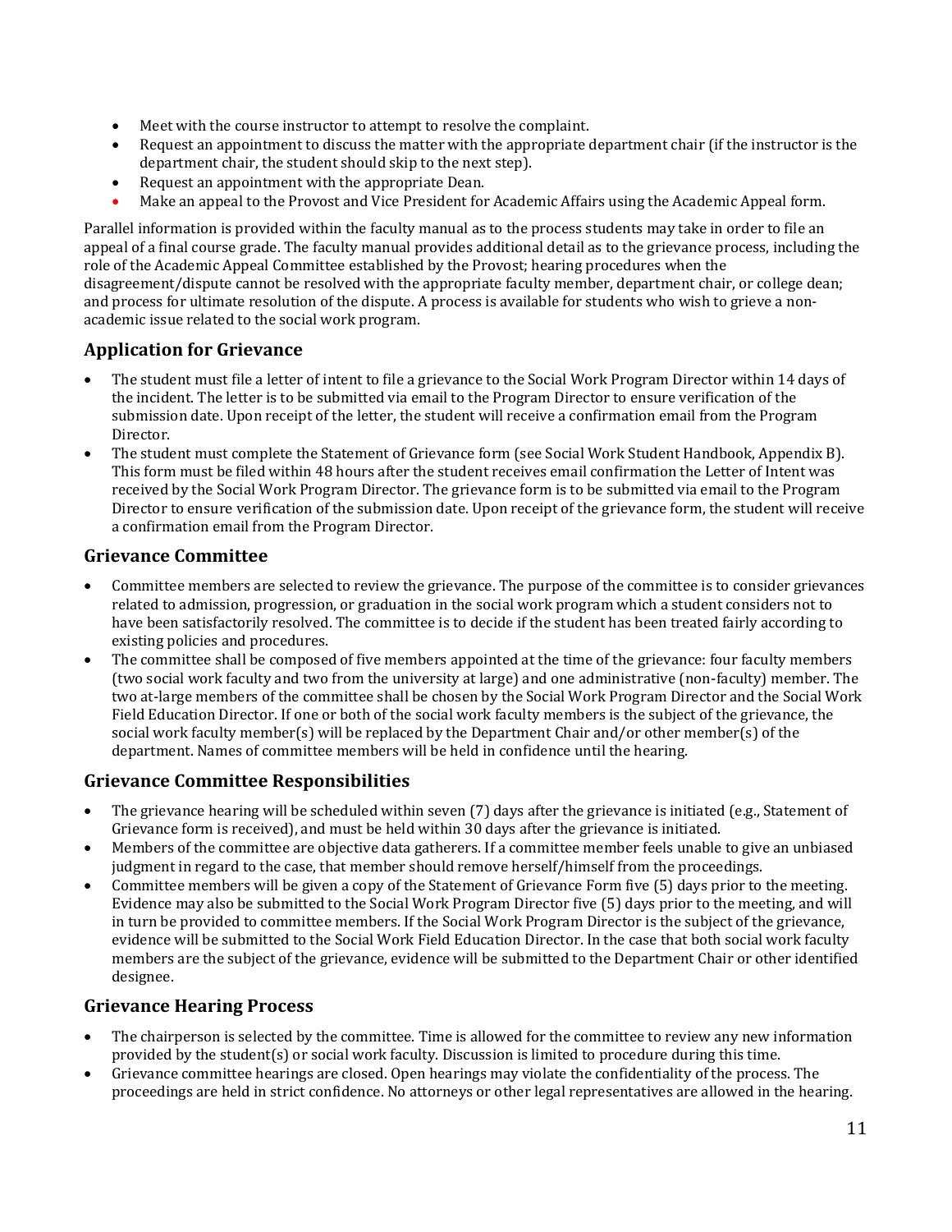- Meet with the course instructor to attempt to resolve the complaint.
- Request an appointment to discuss the matter with the appropriate department chair (if the instructor is the department chair, the student should skip to the next step).
- Request an appointment with the appropriate Dean.
- Make an appeal to the Provost and Vice President for Academic Affairs using the Academic Appeal form.

Parallel information is provided within the faculty manual as to the process students may take in order to file an appeal of a final course grade. The faculty manual provides additional detail as to the grievance process, including the role of the Academic Appeal Committee established by the Provost; hearing procedures when the disagreement/dispute cannot be resolved with the appropriate faculty member, department chair, or college dean; and process for ultimate resolution of the dispute. A process is available for students who wish to grieve a non-academic issue related to the social work program.

## Application for Grievance

- The student must file a letter of intent to file a grievance to the Social Work Program Director within 14 days of the incident. The letter is to be submitted via email to the Program Director to ensure verification of the submission date. Upon receipt of the letter, the student will receive a confirmation email from the Program Director.
- The student must complete the Statement of Grievance form (see Social Work Student Handbook, Appendix B). This form must be filed within 48 hours after the student receives email confirmation the Letter of Intent was received by the Social Work Program Director. The grievance form is to be submitted via email to the Program Director to ensure verification of the submission date. Upon receipt of the grievance form, the student will receive a confirmation email from the Program Director.

## Grievance Committee

- Committee members are selected to review the grievance. The purpose of the committee is to consider grievances related to admission, progression, or graduation in the social work program which a student considers not to have been satisfactorily resolved. The committee is to decide if the student has been treated fairly according to existing policies and procedures.
- The committee shall be composed of five members appointed at the time of the grievance: four faculty members (two social work faculty and two from the university at large) and one administrative (non-faculty) member. The two at-large members of the committee shall be chosen by the Social Work Program Director and the Social Work Field Education Director. If one or both of the social work faculty members is the subject of the grievance, the social work faculty member(s) will be replaced by the Department Chair and/or other member(s) of the department. Names of committee members will be held in confidence until the hearing.

## Grievance Committee Responsibilities

- The grievance hearing will be scheduled within seven (7) days after the grievance is initiated (e.g., Statement of Grievance form is received), and must be held within 30 days after the grievance is initiated.
- Members of the committee are objective data gatherers. If a committee member feels unable to give an unbiased judgment in regard to the case, that member should remove herself/himself from the proceedings.
- Committee members will be given a copy of the Statement of Grievance Form five (5) days prior to the meeting. Evidence may also be submitted to the Social Work Program Director five (5) days prior to the meeting, and will in turn be provided to committee members. If the Social Work Program Director is the subject of the grievance, evidence will be submitted to the Social Work Field Education Director. In the case that both social work faculty members are the subject of the grievance, evidence will be submitted to the Department Chair or other identified designee.

## Grievance Hearing Process

- The chairperson is selected by the committee. Time is allowed for the committee to review any new information provided by the student(s) or social work faculty. Discussion is limited to procedure during this time.
- Grievance committee hearings are closed. Open hearings may violate the confidentiality of the process. The proceedings are held in strict confidence. No attorneys or other legal representatives are allowed in the hearing.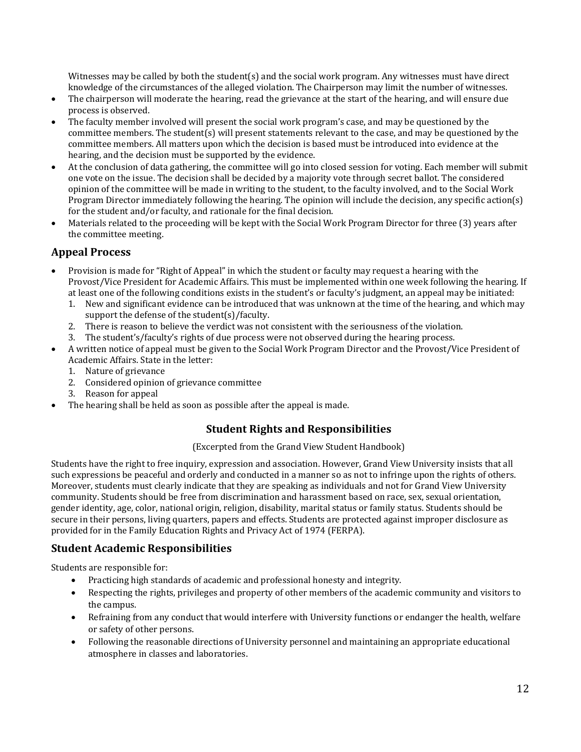Witnesses may be called by both the student(s) and the social work program. Any witnesses must have direct knowledge of the circumstances of the alleged violation. The Chairperson may limit the number of witnesses.

- The chairperson will moderate the hearing, read the grievance at the start of the hearing, and will ensure due process is observed.
- The faculty member involved will present the social work program's case, and may be questioned by the committee members. The student(s) will present statements relevant to the case, and may be questioned by the committee members. All matters upon which the decision is based must be introduced into evidence at the hearing, and the decision must be supported by the evidence.
- At the conclusion of data gathering, the committee will go into closed session for voting. Each member will submit one vote on the issue. The decision shall be decided by a majority vote through secret ballot. The considered opinion of the committee will be made in writing to the student, to the faculty involved, and to the Social Work Program Director immediately following the hearing. The opinion will include the decision, any specific action(s) for the student and/or faculty, and rationale for the final decision.
- Materials related to the proceeding will be kept with the Social Work Program Director for three (3) years after the committee meeting.

## Appeal Process

- Provision is made for "Right of Appeal" in which the student or faculty may request a hearing with the Provost/Vice President for Academic Affairs. This must be implemented within one week following the hearing. If at least one of the following conditions exists in the student's or faculty's judgment, an appeal may be initiated:
  1. New and significant evidence can be introduced that was unknown at the time of the hearing, and which may support the defense of the student(s)/faculty.
  2. There is reason to believe the verdict was not consistent with the seriousness of the violation.
  3. The student's/faculty's rights of due process were not observed during the hearing process.
- A written notice of appeal must be given to the Social Work Program Director and the Provost/Vice President of Academic Affairs. State in the letter:
  1. Nature of grievance
  2. Considered opinion of grievance committee
  3. Reason for appeal
- The hearing shall be held as soon as possible after the appeal is made.

# Student Rights and Responsibilities

(Excerpted from the Grand View Student Handbook)

Students have the right to free inquiry, expression and association. However, Grand View University insists that all such expressions be peaceful and orderly and conducted in a manner so as not to infringe upon the rights of others. Moreover, students must clearly indicate that they are speaking as individuals and not for Grand View University community. Students should be free from discrimination and harassment based on race, sex, sexual orientation, gender identity, age, color, national origin, religion, disability, marital status or family status. Students should be secure in their persons, living quarters, papers and effects. Students are protected against improper disclosure as provided for in the Family Education Rights and Privacy Act of 1974 (FERPA).

## Student Academic Responsibilities

Students are responsible for:

- Practicing high standards of academic and professional honesty and integrity.
- Respecting the rights, privileges and property of other members of the academic community and visitors to the campus.
- Refraining from any conduct that would interfere with University functions or endanger the health, welfare or safety of other persons.
- Following the reasonable directions of University personnel and maintaining an appropriate educational atmosphere in classes and laboratories.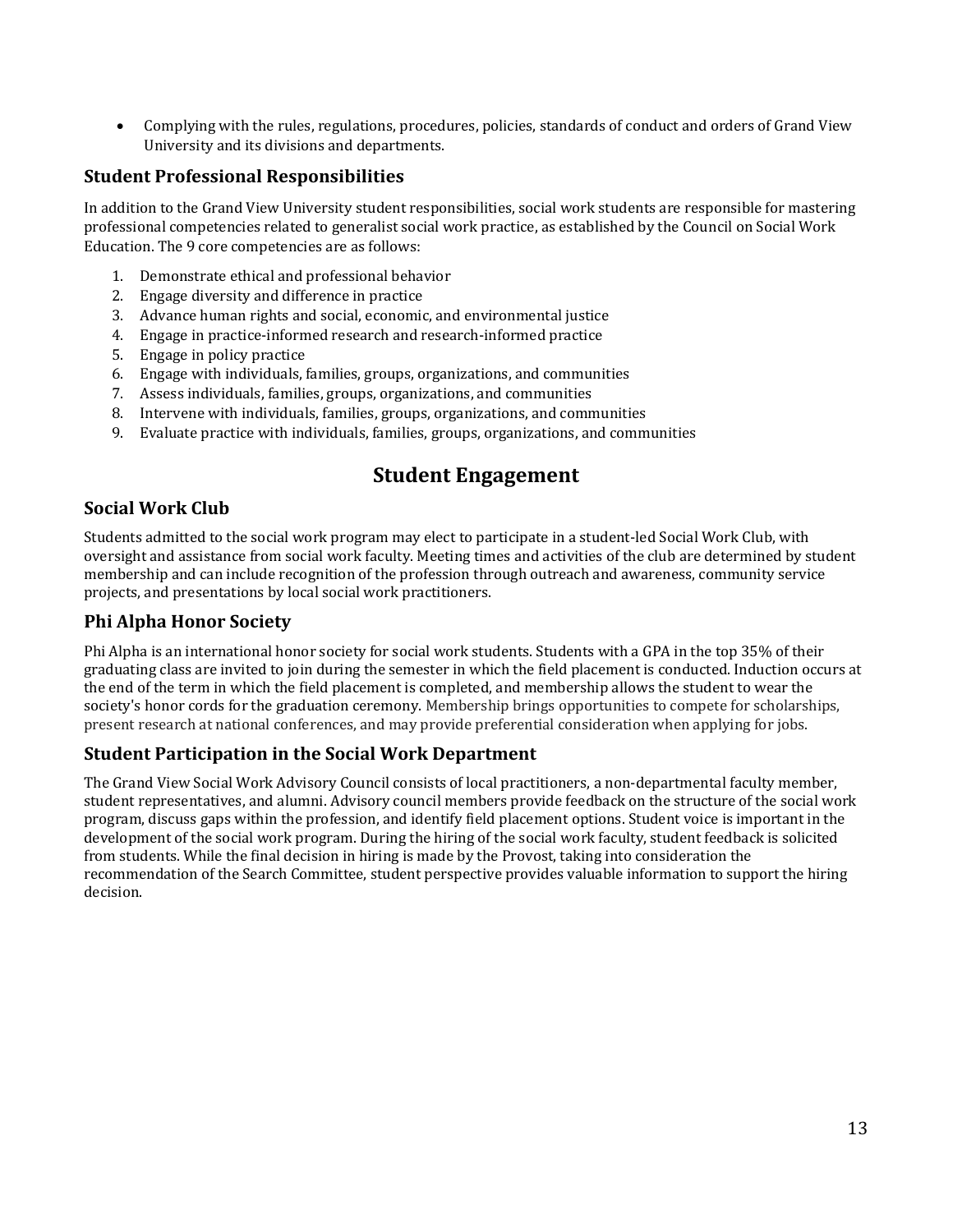- Complying with the rules, regulations, procedures, policies, standards of conduct and orders of Grand View University and its divisions and departments.

### Student Professional Responsibilities

In addition to the Grand View University student responsibilities, social work students are responsible for mastering professional competencies related to generalist social work practice, as established by the Council on Social Work Education. The 9 core competencies are as follows:

1. Demonstrate ethical and professional behavior
2. Engage diversity and difference in practice
3. Advance human rights and social, economic, and environmental justice
4. Engage in practice-informed research and research-informed practice
5. Engage in policy practice
6. Engage with individuals, families, groups, organizations, and communities
7. Assess individuals, families, groups, organizations, and communities
8. Intervene with individuals, families, groups, organizations, and communities
9. Evaluate practice with individuals, families, groups, organizations, and communities

## Student Engagement

### Social Work Club

Students admitted to the social work program may elect to participate in a student-led Social Work Club, with oversight and assistance from social work faculty. Meeting times and activities of the club are determined by student membership and can include recognition of the profession through outreach and awareness, community service projects, and presentations by local social work practitioners.

### Phi Alpha Honor Society

Phi Alpha is an international honor society for social work students. Students with a GPA in the top 35% of their graduating class are invited to join during the semester in which the field placement is conducted. Induction occurs at the end of the term in which the field placement is completed, and membership allows the student to wear the society's honor cords for the graduation ceremony. Membership brings opportunities to compete for scholarships, present research at national conferences, and may provide preferential consideration when applying for jobs.

### Student Participation in the Social Work Department

The Grand View Social Work Advisory Council consists of local practitioners, a non-departmental faculty member, student representatives, and alumni. Advisory council members provide feedback on the structure of the social work program, discuss gaps within the profession, and identify field placement options. Student voice is important in the development of the social work program. During the hiring of the social work faculty, student feedback is solicited from students. While the final decision in hiring is made by the Provost, taking into consideration the recommendation of the Search Committee, student perspective provides valuable information to support the hiring decision.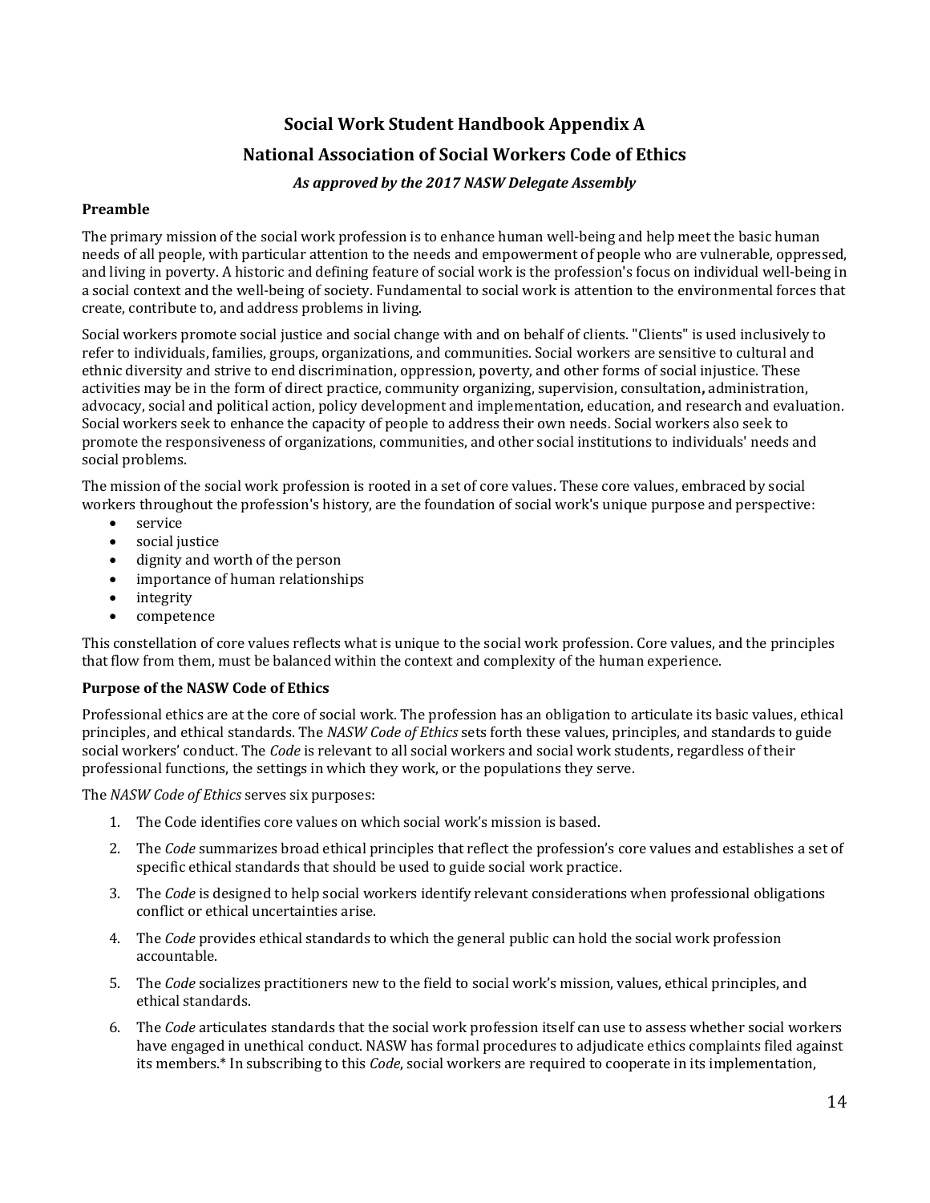## Social Work Student Handbook Appendix A

## National Association of Social Workers Code of Ethics

***As approved by the 2017 NASW Delegate Assembly***

### Preamble

The primary mission of the social work profession is to enhance human well-being and help meet the basic human needs of all people, with particular attention to the needs and empowerment of people who are vulnerable, oppressed, and living in poverty. A historic and defining feature of social work is the profession's focus on individual well-being in a social context and the well-being of society. Fundamental to social work is attention to the environmental forces that create, contribute to, and address problems in living.

Social workers promote social justice and social change with and on behalf of clients. "Clients" is used inclusively to refer to individuals, families, groups, organizations, and communities. Social workers are sensitive to cultural and ethnic diversity and strive to end discrimination, oppression, poverty, and other forms of social injustice. These activities may be in the form of direct practice, community organizing, supervision, consultation**,** administration, advocacy, social and political action, policy development and implementation, education, and research and evaluation. Social workers seek to enhance the capacity of people to address their own needs. Social workers also seek to promote the responsiveness of organizations, communities, and other social institutions to individuals' needs and social problems.

The mission of the social work profession is rooted in a set of core values. These core values, embraced by social workers throughout the profession's history, are the foundation of social work's unique purpose and perspective:

- service
- social justice
- dignity and worth of the person
- importance of human relationships
- integrity
- competence

This constellation of core values reflects what is unique to the social work profession. Core values, and the principles that flow from them, must be balanced within the context and complexity of the human experience.

### Purpose of the NASW Code of Ethics

Professional ethics are at the core of social work. The profession has an obligation to articulate its basic values, ethical principles, and ethical standards. The *NASW Code of Ethics* sets forth these values, principles, and standards to guide social workers' conduct. The *Code* is relevant to all social workers and social work students, regardless of their professional functions, the settings in which they work, or the populations they serve.

The *NASW Code of Ethics* serves six purposes:

1. The Code identifies core values on which social work's mission is based.
2. The *Code* summarizes broad ethical principles that reflect the profession's core values and establishes a set of specific ethical standards that should be used to guide social work practice.
3. The *Code* is designed to help social workers identify relevant considerations when professional obligations conflict or ethical uncertainties arise.
4. The *Code* provides ethical standards to which the general public can hold the social work profession accountable.
5. The *Code* socializes practitioners new to the field to social work's mission, values, ethical principles, and ethical standards.
6. The *Code* articulates standards that the social work profession itself can use to assess whether social workers have engaged in unethical conduct. NASW has formal procedures to adjudicate ethics complaints filed against its members.* In subscribing to this *Code*, social workers are required to cooperate in its implementation,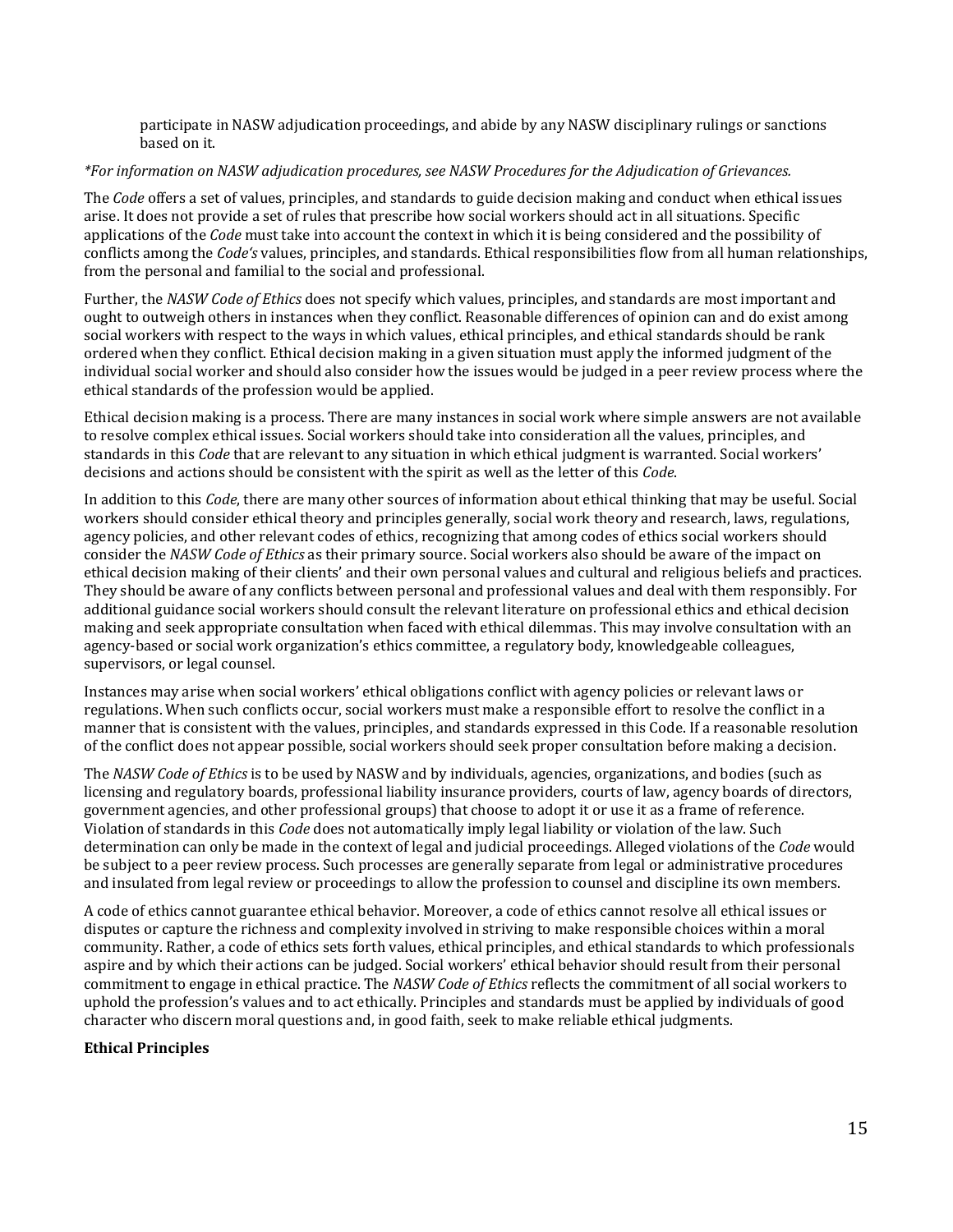participate in NASW adjudication proceedings, and abide by any NASW disciplinary rulings or sanctions based on it.

*\*For information on NASW adjudication procedures, see NASW Procedures for the Adjudication of Grievances.*

The *Code* offers a set of values, principles, and standards to guide decision making and conduct when ethical issues arise. It does not provide a set of rules that prescribe how social workers should act in all situations. Specific applications of the *Code* must take into account the context in which it is being considered and the possibility of conflicts among the *Code's* values, principles, and standards. Ethical responsibilities flow from all human relationships, from the personal and familial to the social and professional.

Further, the *NASW Code of Ethics* does not specify which values, principles, and standards are most important and ought to outweigh others in instances when they conflict. Reasonable differences of opinion can and do exist among social workers with respect to the ways in which values, ethical principles, and ethical standards should be rank ordered when they conflict. Ethical decision making in a given situation must apply the informed judgment of the individual social worker and should also consider how the issues would be judged in a peer review process where the ethical standards of the profession would be applied.

Ethical decision making is a process. There are many instances in social work where simple answers are not available to resolve complex ethical issues. Social workers should take into consideration all the values, principles, and standards in this *Code* that are relevant to any situation in which ethical judgment is warranted. Social workers' decisions and actions should be consistent with the spirit as well as the letter of this *Code*.

In addition to this *Code*, there are many other sources of information about ethical thinking that may be useful. Social workers should consider ethical theory and principles generally, social work theory and research, laws, regulations, agency policies, and other relevant codes of ethics, recognizing that among codes of ethics social workers should consider the *NASW Code of Ethics* as their primary source. Social workers also should be aware of the impact on ethical decision making of their clients' and their own personal values and cultural and religious beliefs and practices. They should be aware of any conflicts between personal and professional values and deal with them responsibly. For additional guidance social workers should consult the relevant literature on professional ethics and ethical decision making and seek appropriate consultation when faced with ethical dilemmas. This may involve consultation with an agency-based or social work organization's ethics committee, a regulatory body, knowledgeable colleagues, supervisors, or legal counsel.

Instances may arise when social workers' ethical obligations conflict with agency policies or relevant laws or regulations. When such conflicts occur, social workers must make a responsible effort to resolve the conflict in a manner that is consistent with the values, principles, and standards expressed in this Code. If a reasonable resolution of the conflict does not appear possible, social workers should seek proper consultation before making a decision.

The *NASW Code of Ethics* is to be used by NASW and by individuals, agencies, organizations, and bodies (such as licensing and regulatory boards, professional liability insurance providers, courts of law, agency boards of directors, government agencies, and other professional groups) that choose to adopt it or use it as a frame of reference. Violation of standards in this *Code* does not automatically imply legal liability or violation of the law. Such determination can only be made in the context of legal and judicial proceedings. Alleged violations of the *Code* would be subject to a peer review process. Such processes are generally separate from legal or administrative procedures and insulated from legal review or proceedings to allow the profession to counsel and discipline its own members.

A code of ethics cannot guarantee ethical behavior. Moreover, a code of ethics cannot resolve all ethical issues or disputes or capture the richness and complexity involved in striving to make responsible choices within a moral community. Rather, a code of ethics sets forth values, ethical principles, and ethical standards to which professionals aspire and by which their actions can be judged. Social workers' ethical behavior should result from their personal commitment to engage in ethical practice. The *NASW Code of Ethics* reflects the commitment of all social workers to uphold the profession's values and to act ethically. Principles and standards must be applied by individuals of good character who discern moral questions and, in good faith, seek to make reliable ethical judgments.

**Ethical Principles**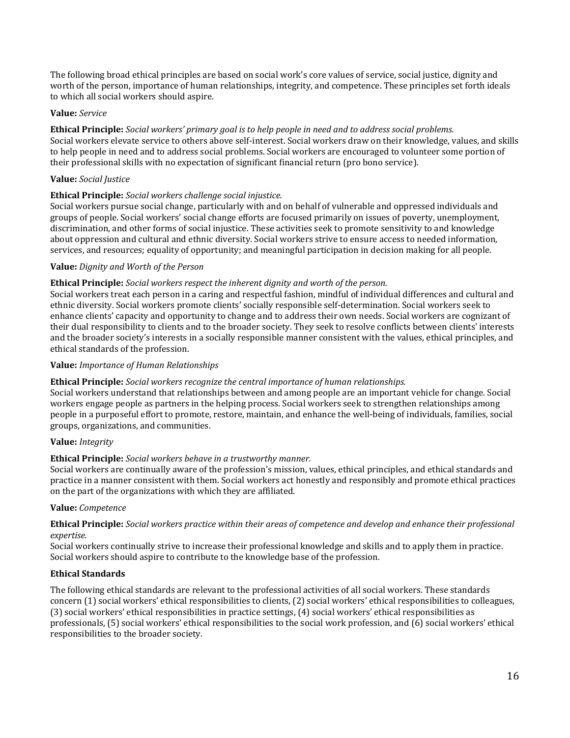The following broad ethical principles are based on social work's core values of service, social justice, dignity and worth of the person, importance of human relationships, integrity, and competence. These principles set forth ideals to which all social workers should aspire.

**Value:** *Service*

**Ethical Principle:** *Social workers' primary goal is to help people in need and to address social problems.*
Social workers elevate service to others above self-interest. Social workers draw on their knowledge, values, and skills to help people in need and to address social problems. Social workers are encouraged to volunteer some portion of their professional skills with no expectation of significant financial return (pro bono service).

**Value:** *Social Justice*

**Ethical Principle:** *Social workers challenge social injustice.*
Social workers pursue social change, particularly with and on behalf of vulnerable and oppressed individuals and groups of people. Social workers' social change efforts are focused primarily on issues of poverty, unemployment, discrimination, and other forms of social injustice. These activities seek to promote sensitivity to and knowledge about oppression and cultural and ethnic diversity. Social workers strive to ensure access to needed information, services, and resources; equality of opportunity; and meaningful participation in decision making for all people.

**Value:** *Dignity and Worth of the Person*

**Ethical Principle:** *Social workers respect the inherent dignity and worth of the person.*
Social workers treat each person in a caring and respectful fashion, mindful of individual differences and cultural and ethnic diversity. Social workers promote clients' socially responsible self-determination. Social workers seek to enhance clients' capacity and opportunity to change and to address their own needs. Social workers are cognizant of their dual responsibility to clients and to the broader society. They seek to resolve conflicts between clients' interests and the broader society's interests in a socially responsible manner consistent with the values, ethical principles, and ethical standards of the profession.

**Value:** *Importance of Human Relationships*

**Ethical Principle:** *Social workers recognize the central importance of human relationships.*
Social workers understand that relationships between and among people are an important vehicle for change. Social workers engage people as partners in the helping process. Social workers seek to strengthen relationships among people in a purposeful effort to promote, restore, maintain, and enhance the well-being of individuals, families, social groups, organizations, and communities.

**Value:** *Integrity*

**Ethical Principle:** *Social workers behave in a trustworthy manner.*
Social workers are continually aware of the profession's mission, values, ethical principles, and ethical standards and practice in a manner consistent with them. Social workers act honestly and responsibly and promote ethical practices on the part of the organizations with which they are affiliated.

**Value:** *Competence*

**Ethical Principle:** *Social workers practice within their areas of competence and develop and enhance their professional expertise.*
Social workers continually strive to increase their professional knowledge and skills and to apply them in practice. Social workers should aspire to contribute to the knowledge base of the profession.

**Ethical Standards**

The following ethical standards are relevant to the professional activities of all social workers. These standards concern (1) social workers' ethical responsibilities to clients, (2) social workers' ethical responsibilities to colleagues, (3) social workers' ethical responsibilities in practice settings, (4) social workers' ethical responsibilities as professionals, (5) social workers' ethical responsibilities to the social work profession, and (6) social workers' ethical responsibilities to the broader society.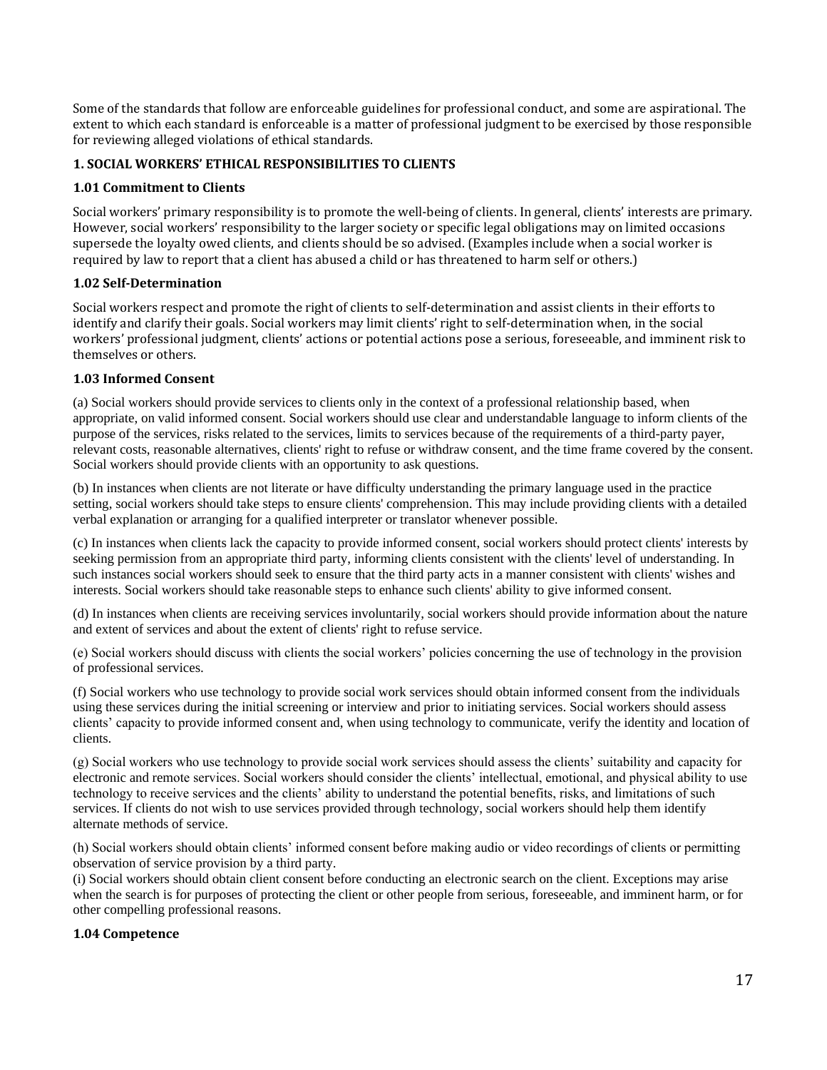Some of the standards that follow are enforceable guidelines for professional conduct, and some are aspirational. The extent to which each standard is enforceable is a matter of professional judgment to be exercised by those responsible for reviewing alleged violations of ethical standards.

## 1. SOCIAL WORKERS' ETHICAL RESPONSIBILITIES TO CLIENTS

### 1.01 Commitment to Clients

Social workers' primary responsibility is to promote the well-being of clients. In general, clients' interests are primary. However, social workers' responsibility to the larger society or specific legal obligations may on limited occasions supersede the loyalty owed clients, and clients should be so advised. (Examples include when a social worker is required by law to report that a client has abused a child or has threatened to harm self or others.)

### 1.02 Self-Determination

Social workers respect and promote the right of clients to self-determination and assist clients in their efforts to identify and clarify their goals. Social workers may limit clients' right to self-determination when, in the social workers' professional judgment, clients' actions or potential actions pose a serious, foreseeable, and imminent risk to themselves or others.

### 1.03 Informed Consent

(a) Social workers should provide services to clients only in the context of a professional relationship based, when appropriate, on valid informed consent. Social workers should use clear and understandable language to inform clients of the purpose of the services, risks related to the services, limits to services because of the requirements of a third-party payer, relevant costs, reasonable alternatives, clients' right to refuse or withdraw consent, and the time frame covered by the consent. Social workers should provide clients with an opportunity to ask questions.

(b) In instances when clients are not literate or have difficulty understanding the primary language used in the practice setting, social workers should take steps to ensure clients' comprehension. This may include providing clients with a detailed verbal explanation or arranging for a qualified interpreter or translator whenever possible.

(c) In instances when clients lack the capacity to provide informed consent, social workers should protect clients' interests by seeking permission from an appropriate third party, informing clients consistent with the clients' level of understanding. In such instances social workers should seek to ensure that the third party acts in a manner consistent with clients' wishes and interests. Social workers should take reasonable steps to enhance such clients' ability to give informed consent.

(d) In instances when clients are receiving services involuntarily, social workers should provide information about the nature and extent of services and about the extent of clients' right to refuse service.

(e) Social workers should discuss with clients the social workers' policies concerning the use of technology in the provision of professional services.

(f) Social workers who use technology to provide social work services should obtain informed consent from the individuals using these services during the initial screening or interview and prior to initiating services. Social workers should assess clients' capacity to provide informed consent and, when using technology to communicate, verify the identity and location of clients.

(g) Social workers who use technology to provide social work services should assess the clients' suitability and capacity for electronic and remote services. Social workers should consider the clients' intellectual, emotional, and physical ability to use technology to receive services and the clients' ability to understand the potential benefits, risks, and limitations of such services. If clients do not wish to use services provided through technology, social workers should help them identify alternate methods of service.

(h) Social workers should obtain clients' informed consent before making audio or video recordings of clients or permitting observation of service provision by a third party.

(i) Social workers should obtain client consent before conducting an electronic search on the client. Exceptions may arise when the search is for purposes of protecting the client or other people from serious, foreseeable, and imminent harm, or for other compelling professional reasons.

### 1.04 Competence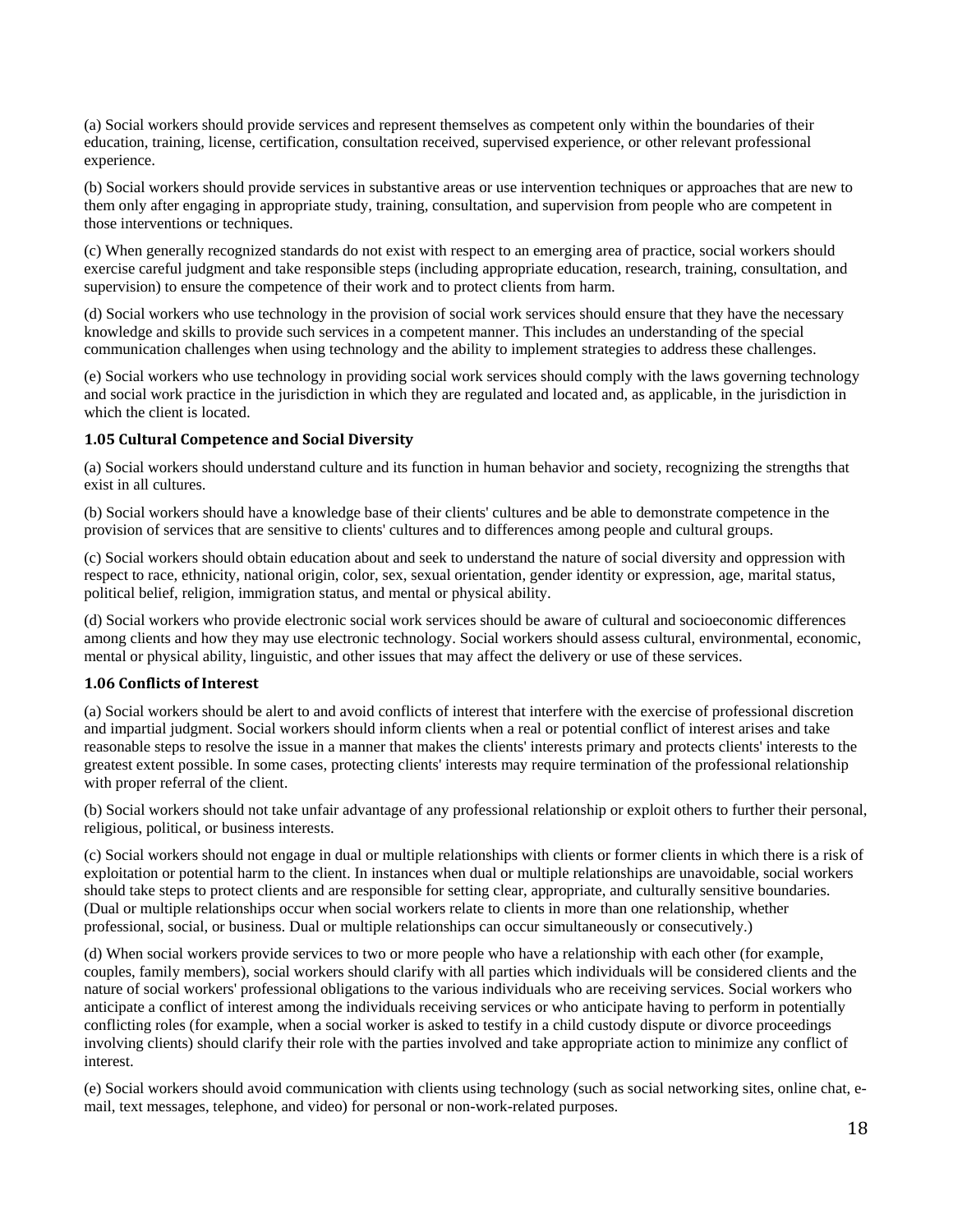(a) Social workers should provide services and represent themselves as competent only within the boundaries of their education, training, license, certification, consultation received, supervised experience, or other relevant professional experience.

(b) Social workers should provide services in substantive areas or use intervention techniques or approaches that are new to them only after engaging in appropriate study, training, consultation, and supervision from people who are competent in those interventions or techniques.

(c) When generally recognized standards do not exist with respect to an emerging area of practice, social workers should exercise careful judgment and take responsible steps (including appropriate education, research, training, consultation, and supervision) to ensure the competence of their work and to protect clients from harm.

(d) Social workers who use technology in the provision of social work services should ensure that they have the necessary knowledge and skills to provide such services in a competent manner. This includes an understanding of the special communication challenges when using technology and the ability to implement strategies to address these challenges.

(e) Social workers who use technology in providing social work services should comply with the laws governing technology and social work practice in the jurisdiction in which they are regulated and located and, as applicable, in the jurisdiction in which the client is located.

### 1.05 Cultural Competence and Social Diversity

(a) Social workers should understand culture and its function in human behavior and society, recognizing the strengths that exist in all cultures.

(b) Social workers should have a knowledge base of their clients' cultures and be able to demonstrate competence in the provision of services that are sensitive to clients' cultures and to differences among people and cultural groups.

(c) Social workers should obtain education about and seek to understand the nature of social diversity and oppression with respect to race, ethnicity, national origin, color, sex, sexual orientation, gender identity or expression, age, marital status, political belief, religion, immigration status, and mental or physical ability.

(d) Social workers who provide electronic social work services should be aware of cultural and socioeconomic differences among clients and how they may use electronic technology. Social workers should assess cultural, environmental, economic, mental or physical ability, linguistic, and other issues that may affect the delivery or use of these services.

### 1.06 Conflicts of Interest

(a) Social workers should be alert to and avoid conflicts of interest that interfere with the exercise of professional discretion and impartial judgment. Social workers should inform clients when a real or potential conflict of interest arises and take reasonable steps to resolve the issue in a manner that makes the clients' interests primary and protects clients' interests to the greatest extent possible. In some cases, protecting clients' interests may require termination of the professional relationship with proper referral of the client.

(b) Social workers should not take unfair advantage of any professional relationship or exploit others to further their personal, religious, political, or business interests.

(c) Social workers should not engage in dual or multiple relationships with clients or former clients in which there is a risk of exploitation or potential harm to the client. In instances when dual or multiple relationships are unavoidable, social workers should take steps to protect clients and are responsible for setting clear, appropriate, and culturally sensitive boundaries. (Dual or multiple relationships occur when social workers relate to clients in more than one relationship, whether professional, social, or business. Dual or multiple relationships can occur simultaneously or consecutively.)

(d) When social workers provide services to two or more people who have a relationship with each other (for example, couples, family members), social workers should clarify with all parties which individuals will be considered clients and the nature of social workers' professional obligations to the various individuals who are receiving services. Social workers who anticipate a conflict of interest among the individuals receiving services or who anticipate having to perform in potentially conflicting roles (for example, when a social worker is asked to testify in a child custody dispute or divorce proceedings involving clients) should clarify their role with the parties involved and take appropriate action to minimize any conflict of interest.

(e) Social workers should avoid communication with clients using technology (such as social networking sites, online chat, e-mail, text messages, telephone, and video) for personal or non-work-related purposes.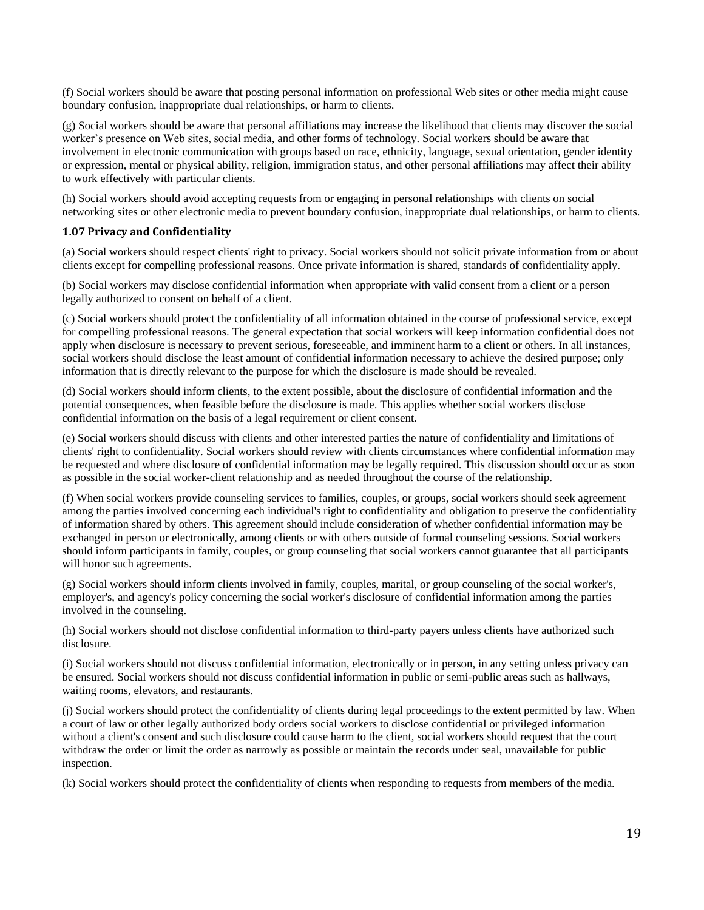(f) Social workers should be aware that posting personal information on professional Web sites or other media might cause boundary confusion, inappropriate dual relationships, or harm to clients.

(g) Social workers should be aware that personal affiliations may increase the likelihood that clients may discover the social worker's presence on Web sites, social media, and other forms of technology. Social workers should be aware that involvement in electronic communication with groups based on race, ethnicity, language, sexual orientation, gender identity or expression, mental or physical ability, religion, immigration status, and other personal affiliations may affect their ability to work effectively with particular clients.

(h) Social workers should avoid accepting requests from or engaging in personal relationships with clients on social networking sites or other electronic media to prevent boundary confusion, inappropriate dual relationships, or harm to clients.

### 1.07 Privacy and Confidentiality

(a) Social workers should respect clients' right to privacy. Social workers should not solicit private information from or about clients except for compelling professional reasons. Once private information is shared, standards of confidentiality apply.

(b) Social workers may disclose confidential information when appropriate with valid consent from a client or a person legally authorized to consent on behalf of a client.

(c) Social workers should protect the confidentiality of all information obtained in the course of professional service, except for compelling professional reasons. The general expectation that social workers will keep information confidential does not apply when disclosure is necessary to prevent serious, foreseeable, and imminent harm to a client or others. In all instances, social workers should disclose the least amount of confidential information necessary to achieve the desired purpose; only information that is directly relevant to the purpose for which the disclosure is made should be revealed.

(d) Social workers should inform clients, to the extent possible, about the disclosure of confidential information and the potential consequences, when feasible before the disclosure is made. This applies whether social workers disclose confidential information on the basis of a legal requirement or client consent.

(e) Social workers should discuss with clients and other interested parties the nature of confidentiality and limitations of clients' right to confidentiality. Social workers should review with clients circumstances where confidential information may be requested and where disclosure of confidential information may be legally required. This discussion should occur as soon as possible in the social worker-client relationship and as needed throughout the course of the relationship.

(f) When social workers provide counseling services to families, couples, or groups, social workers should seek agreement among the parties involved concerning each individual's right to confidentiality and obligation to preserve the confidentiality of information shared by others. This agreement should include consideration of whether confidential information may be exchanged in person or electronically, among clients or with others outside of formal counseling sessions. Social workers should inform participants in family, couples, or group counseling that social workers cannot guarantee that all participants will honor such agreements.

(g) Social workers should inform clients involved in family, couples, marital, or group counseling of the social worker's, employer's, and agency's policy concerning the social worker's disclosure of confidential information among the parties involved in the counseling.

(h) Social workers should not disclose confidential information to third-party payers unless clients have authorized such disclosure.

(i) Social workers should not discuss confidential information, electronically or in person, in any setting unless privacy can be ensured. Social workers should not discuss confidential information in public or semi-public areas such as hallways, waiting rooms, elevators, and restaurants.

(j) Social workers should protect the confidentiality of clients during legal proceedings to the extent permitted by law. When a court of law or other legally authorized body orders social workers to disclose confidential or privileged information without a client's consent and such disclosure could cause harm to the client, social workers should request that the court withdraw the order or limit the order as narrowly as possible or maintain the records under seal, unavailable for public inspection.

(k) Social workers should protect the confidentiality of clients when responding to requests from members of the media.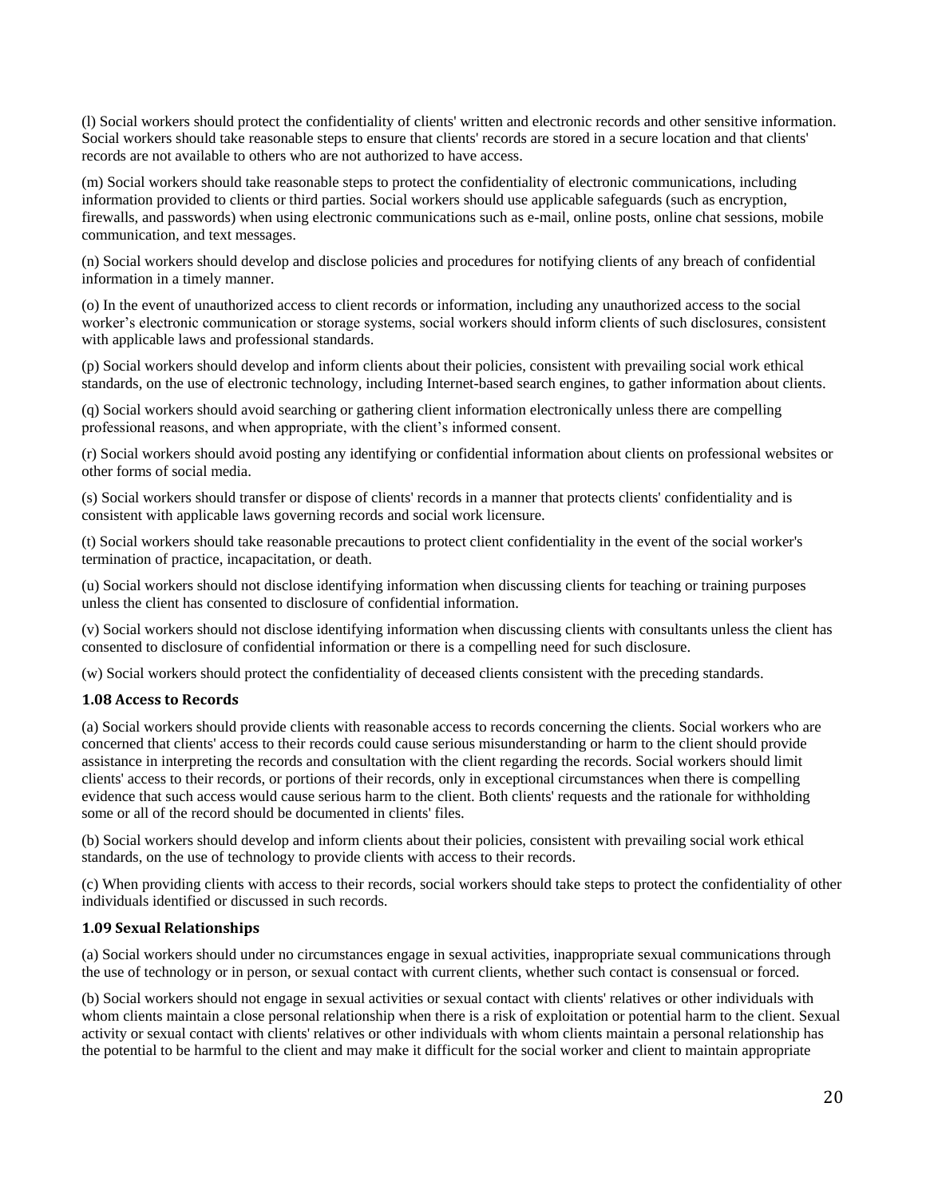(l) Social workers should protect the confidentiality of clients' written and electronic records and other sensitive information. Social workers should take reasonable steps to ensure that clients' records are stored in a secure location and that clients' records are not available to others who are not authorized to have access.

(m) Social workers should take reasonable steps to protect the confidentiality of electronic communications, including information provided to clients or third parties. Social workers should use applicable safeguards (such as encryption, firewalls, and passwords) when using electronic communications such as e-mail, online posts, online chat sessions, mobile communication, and text messages.

(n) Social workers should develop and disclose policies and procedures for notifying clients of any breach of confidential information in a timely manner.

(o) In the event of unauthorized access to client records or information, including any unauthorized access to the social worker's electronic communication or storage systems, social workers should inform clients of such disclosures, consistent with applicable laws and professional standards.

(p) Social workers should develop and inform clients about their policies, consistent with prevailing social work ethical standards, on the use of electronic technology, including Internet-based search engines, to gather information about clients.

(q) Social workers should avoid searching or gathering client information electronically unless there are compelling professional reasons, and when appropriate, with the client's informed consent.

(r) Social workers should avoid posting any identifying or confidential information about clients on professional websites or other forms of social media.

(s) Social workers should transfer or dispose of clients' records in a manner that protects clients' confidentiality and is consistent with applicable laws governing records and social work licensure.

(t) Social workers should take reasonable precautions to protect client confidentiality in the event of the social worker's termination of practice, incapacitation, or death.

(u) Social workers should not disclose identifying information when discussing clients for teaching or training purposes unless the client has consented to disclosure of confidential information.

(v) Social workers should not disclose identifying information when discussing clients with consultants unless the client has consented to disclosure of confidential information or there is a compelling need for such disclosure.

(w) Social workers should protect the confidentiality of deceased clients consistent with the preceding standards.

### 1.08 Access to Records

(a) Social workers should provide clients with reasonable access to records concerning the clients. Social workers who are concerned that clients' access to their records could cause serious misunderstanding or harm to the client should provide assistance in interpreting the records and consultation with the client regarding the records. Social workers should limit clients' access to their records, or portions of their records, only in exceptional circumstances when there is compelling evidence that such access would cause serious harm to the client. Both clients' requests and the rationale for withholding some or all of the record should be documented in clients' files.

(b) Social workers should develop and inform clients about their policies, consistent with prevailing social work ethical standards, on the use of technology to provide clients with access to their records.

(c) When providing clients with access to their records, social workers should take steps to protect the confidentiality of other individuals identified or discussed in such records.

### 1.09 Sexual Relationships

(a) Social workers should under no circumstances engage in sexual activities, inappropriate sexual communications through the use of technology or in person, or sexual contact with current clients, whether such contact is consensual or forced.

(b) Social workers should not engage in sexual activities or sexual contact with clients' relatives or other individuals with whom clients maintain a close personal relationship when there is a risk of exploitation or potential harm to the client. Sexual activity or sexual contact with clients' relatives or other individuals with whom clients maintain a personal relationship has the potential to be harmful to the client and may make it difficult for the social worker and client to maintain appropriate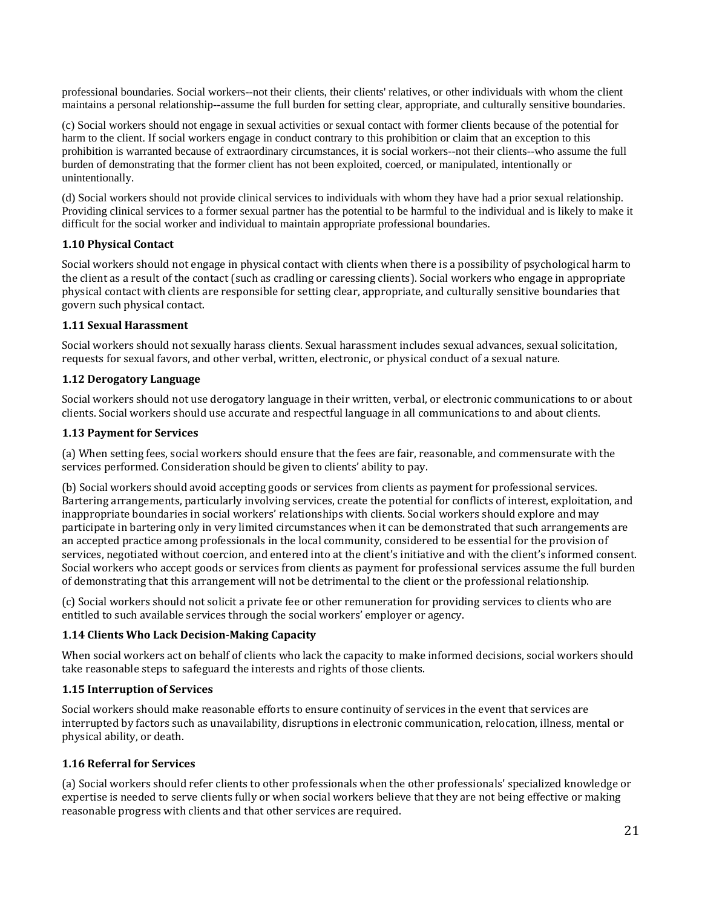professional boundaries. Social workers--not their clients, their clients' relatives, or other individuals with whom the client maintains a personal relationship--assume the full burden for setting clear, appropriate, and culturally sensitive boundaries.

(c) Social workers should not engage in sexual activities or sexual contact with former clients because of the potential for harm to the client. If social workers engage in conduct contrary to this prohibition or claim that an exception to this prohibition is warranted because of extraordinary circumstances, it is social workers--not their clients--who assume the full burden of demonstrating that the former client has not been exploited, coerced, or manipulated, intentionally or unintentionally.

(d) Social workers should not provide clinical services to individuals with whom they have had a prior sexual relationship. Providing clinical services to a former sexual partner has the potential to be harmful to the individual and is likely to make it difficult for the social worker and individual to maintain appropriate professional boundaries.

### 1.10 Physical Contact

Social workers should not engage in physical contact with clients when there is a possibility of psychological harm to the client as a result of the contact (such as cradling or caressing clients). Social workers who engage in appropriate physical contact with clients are responsible for setting clear, appropriate, and culturally sensitive boundaries that govern such physical contact.

### 1.11 Sexual Harassment

Social workers should not sexually harass clients. Sexual harassment includes sexual advances, sexual solicitation, requests for sexual favors, and other verbal, written, electronic, or physical conduct of a sexual nature.

### 1.12 Derogatory Language

Social workers should not use derogatory language in their written, verbal, or electronic communications to or about clients. Social workers should use accurate and respectful language in all communications to and about clients.

### 1.13 Payment for Services

(a) When setting fees, social workers should ensure that the fees are fair, reasonable, and commensurate with the services performed. Consideration should be given to clients' ability to pay.

(b) Social workers should avoid accepting goods or services from clients as payment for professional services. Bartering arrangements, particularly involving services, create the potential for conflicts of interest, exploitation, and inappropriate boundaries in social workers' relationships with clients. Social workers should explore and may participate in bartering only in very limited circumstances when it can be demonstrated that such arrangements are an accepted practice among professionals in the local community, considered to be essential for the provision of services, negotiated without coercion, and entered into at the client's initiative and with the client's informed consent. Social workers who accept goods or services from clients as payment for professional services assume the full burden of demonstrating that this arrangement will not be detrimental to the client or the professional relationship.

(c) Social workers should not solicit a private fee or other remuneration for providing services to clients who are entitled to such available services through the social workers' employer or agency.

### 1.14 Clients Who Lack Decision-Making Capacity

When social workers act on behalf of clients who lack the capacity to make informed decisions, social workers should take reasonable steps to safeguard the interests and rights of those clients.

### 1.15 Interruption of Services

Social workers should make reasonable efforts to ensure continuity of services in the event that services are interrupted by factors such as unavailability, disruptions in electronic communication, relocation, illness, mental or physical ability, or death.

### 1.16 Referral for Services

(a) Social workers should refer clients to other professionals when the other professionals' specialized knowledge or expertise is needed to serve clients fully or when social workers believe that they are not being effective or making reasonable progress with clients and that other services are required.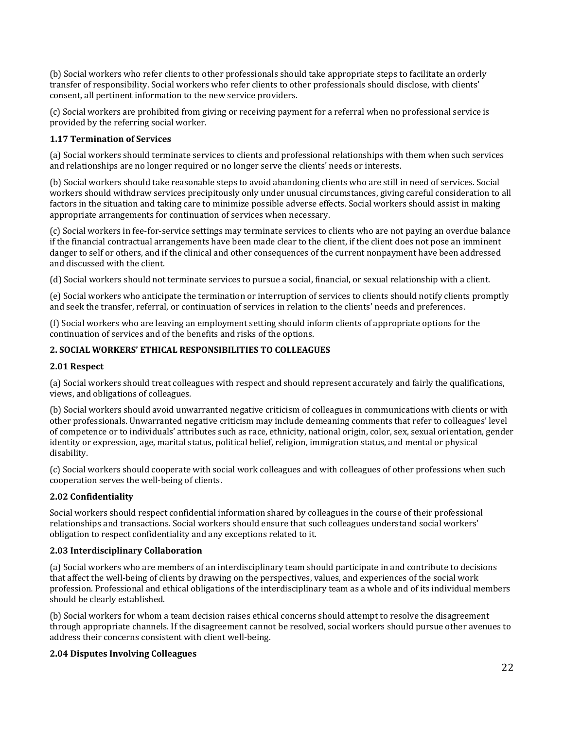(b) Social workers who refer clients to other professionals should take appropriate steps to facilitate an orderly transfer of responsibility. Social workers who refer clients to other professionals should disclose, with clients' consent, all pertinent information to the new service providers.

(c) Social workers are prohibited from giving or receiving payment for a referral when no professional service is provided by the referring social worker.

**1.17 Termination of Services**

(a) Social workers should terminate services to clients and professional relationships with them when such services and relationships are no longer required or no longer serve the clients' needs or interests.

(b) Social workers should take reasonable steps to avoid abandoning clients who are still in need of services. Social workers should withdraw services precipitously only under unusual circumstances, giving careful consideration to all factors in the situation and taking care to minimize possible adverse effects. Social workers should assist in making appropriate arrangements for continuation of services when necessary.

(c) Social workers in fee-for-service settings may terminate services to clients who are not paying an overdue balance if the financial contractual arrangements have been made clear to the client, if the client does not pose an imminent danger to self or others, and if the clinical and other consequences of the current nonpayment have been addressed and discussed with the client.

(d) Social workers should not terminate services to pursue a social, financial, or sexual relationship with a client.

(e) Social workers who anticipate the termination or interruption of services to clients should notify clients promptly and seek the transfer, referral, or continuation of services in relation to the clients' needs and preferences.

(f) Social workers who are leaving an employment setting should inform clients of appropriate options for the continuation of services and of the benefits and risks of the options.

## 2. SOCIAL WORKERS' ETHICAL RESPONSIBILITIES TO COLLEAGUES

**2.01 Respect**

(a) Social workers should treat colleagues with respect and should represent accurately and fairly the qualifications, views, and obligations of colleagues.

(b) Social workers should avoid unwarranted negative criticism of colleagues in communications with clients or with other professionals. Unwarranted negative criticism may include demeaning comments that refer to colleagues' level of competence or to individuals' attributes such as race, ethnicity, national origin, color, sex, sexual orientation, gender identity or expression, age, marital status, political belief, religion, immigration status, and mental or physical disability.

(c) Social workers should cooperate with social work colleagues and with colleagues of other professions when such cooperation serves the well-being of clients.

**2.02 Confidentiality**

Social workers should respect confidential information shared by colleagues in the course of their professional relationships and transactions. Social workers should ensure that such colleagues understand social workers' obligation to respect confidentiality and any exceptions related to it.

**2.03 Interdisciplinary Collaboration**

(a) Social workers who are members of an interdisciplinary team should participate in and contribute to decisions that affect the well-being of clients by drawing on the perspectives, values, and experiences of the social work profession. Professional and ethical obligations of the interdisciplinary team as a whole and of its individual members should be clearly established.

(b) Social workers for whom a team decision raises ethical concerns should attempt to resolve the disagreement through appropriate channels. If the disagreement cannot be resolved, social workers should pursue other avenues to address their concerns consistent with client well-being.

**2.04 Disputes Involving Colleagues**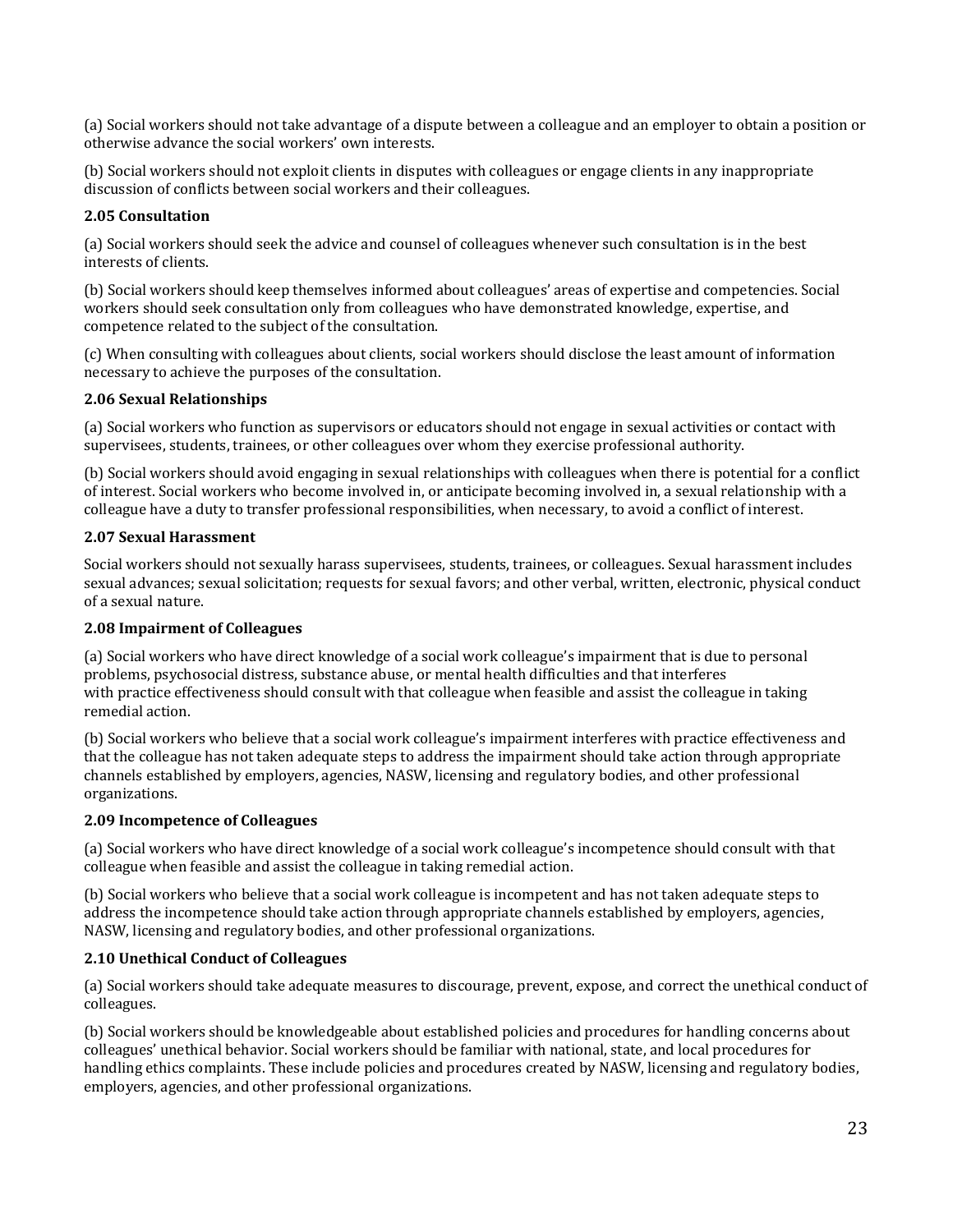(a) Social workers should not take advantage of a dispute between a colleague and an employer to obtain a position or otherwise advance the social workers' own interests.

(b) Social workers should not exploit clients in disputes with colleagues or engage clients in any inappropriate discussion of conflicts between social workers and their colleagues.

**2.05 Consultation**

(a) Social workers should seek the advice and counsel of colleagues whenever such consultation is in the best interests of clients.

(b) Social workers should keep themselves informed about colleagues' areas of expertise and competencies. Social workers should seek consultation only from colleagues who have demonstrated knowledge, expertise, and competence related to the subject of the consultation.

(c) When consulting with colleagues about clients, social workers should disclose the least amount of information necessary to achieve the purposes of the consultation.

**2.06 Sexual Relationships**

(a) Social workers who function as supervisors or educators should not engage in sexual activities or contact with supervisees, students, trainees, or other colleagues over whom they exercise professional authority.

(b) Social workers should avoid engaging in sexual relationships with colleagues when there is potential for a conflict of interest. Social workers who become involved in, or anticipate becoming involved in, a sexual relationship with a colleague have a duty to transfer professional responsibilities, when necessary, to avoid a conflict of interest.

**2.07 Sexual Harassment**

Social workers should not sexually harass supervisees, students, trainees, or colleagues. Sexual harassment includes sexual advances; sexual solicitation; requests for sexual favors; and other verbal, written, electronic, physical conduct of a sexual nature.

**2.08 Impairment of Colleagues**

(a) Social workers who have direct knowledge of a social work colleague's impairment that is due to personal problems, psychosocial distress, substance abuse, or mental health difficulties and that interferes with practice effectiveness should consult with that colleague when feasible and assist the colleague in taking remedial action.

(b) Social workers who believe that a social work colleague's impairment interferes with practice effectiveness and that the colleague has not taken adequate steps to address the impairment should take action through appropriate channels established by employers, agencies, NASW, licensing and regulatory bodies, and other professional organizations.

**2.09 Incompetence of Colleagues**

(a) Social workers who have direct knowledge of a social work colleague's incompetence should consult with that colleague when feasible and assist the colleague in taking remedial action.

(b) Social workers who believe that a social work colleague is incompetent and has not taken adequate steps to address the incompetence should take action through appropriate channels established by employers, agencies, NASW, licensing and regulatory bodies, and other professional organizations.

**2.10 Unethical Conduct of Colleagues**

(a) Social workers should take adequate measures to discourage, prevent, expose, and correct the unethical conduct of colleagues.

(b) Social workers should be knowledgeable about established policies and procedures for handling concerns about colleagues' unethical behavior. Social workers should be familiar with national, state, and local procedures for handling ethics complaints. These include policies and procedures created by NASW, licensing and regulatory bodies, employers, agencies, and other professional organizations.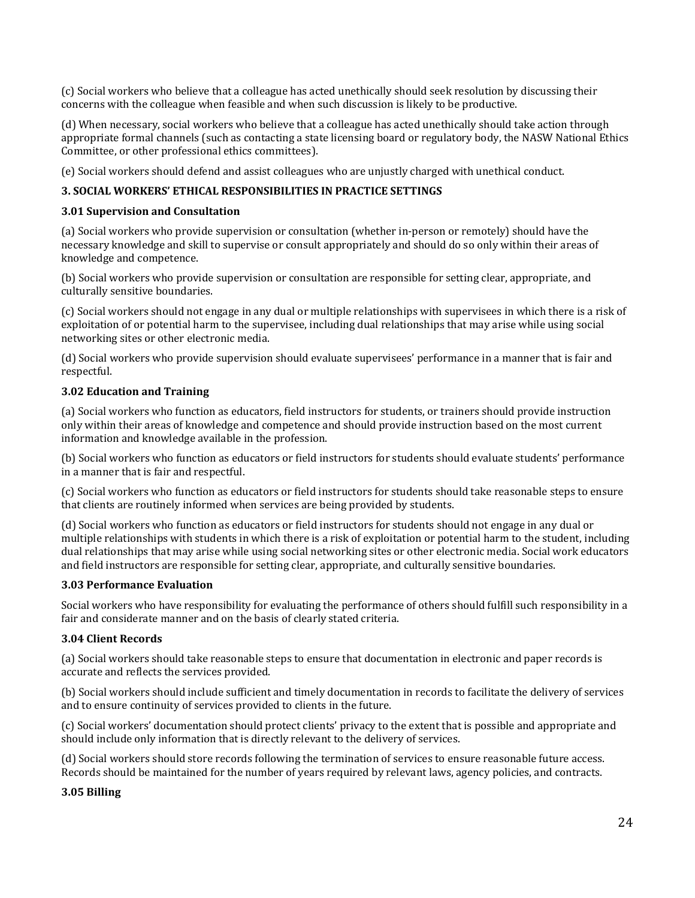(c) Social workers who believe that a colleague has acted unethically should seek resolution by discussing their concerns with the colleague when feasible and when such discussion is likely to be productive.

(d) When necessary, social workers who believe that a colleague has acted unethically should take action through appropriate formal channels (such as contacting a state licensing board or regulatory body, the NASW National Ethics Committee, or other professional ethics committees).

(e) Social workers should defend and assist colleagues who are unjustly charged with unethical conduct.

## 3. SOCIAL WORKERS' ETHICAL RESPONSIBILITIES IN PRACTICE SETTINGS

### 3.01 Supervision and Consultation

(a) Social workers who provide supervision or consultation (whether in-person or remotely) should have the necessary knowledge and skill to supervise or consult appropriately and should do so only within their areas of knowledge and competence.

(b) Social workers who provide supervision or consultation are responsible for setting clear, appropriate, and culturally sensitive boundaries.

(c) Social workers should not engage in any dual or multiple relationships with supervisees in which there is a risk of exploitation of or potential harm to the supervisee, including dual relationships that may arise while using social networking sites or other electronic media.

(d) Social workers who provide supervision should evaluate supervisees' performance in a manner that is fair and respectful.

### 3.02 Education and Training

(a) Social workers who function as educators, field instructors for students, or trainers should provide instruction only within their areas of knowledge and competence and should provide instruction based on the most current information and knowledge available in the profession.

(b) Social workers who function as educators or field instructors for students should evaluate students' performance in a manner that is fair and respectful.

(c) Social workers who function as educators or field instructors for students should take reasonable steps to ensure that clients are routinely informed when services are being provided by students.

(d) Social workers who function as educators or field instructors for students should not engage in any dual or multiple relationships with students in which there is a risk of exploitation or potential harm to the student, including dual relationships that may arise while using social networking sites or other electronic media. Social work educators and field instructors are responsible for setting clear, appropriate, and culturally sensitive boundaries.

### 3.03 Performance Evaluation

Social workers who have responsibility for evaluating the performance of others should fulfill such responsibility in a fair and considerate manner and on the basis of clearly stated criteria.

### 3.04 Client Records

(a) Social workers should take reasonable steps to ensure that documentation in electronic and paper records is accurate and reflects the services provided.

(b) Social workers should include sufficient and timely documentation in records to facilitate the delivery of services and to ensure continuity of services provided to clients in the future.

(c) Social workers' documentation should protect clients' privacy to the extent that is possible and appropriate and should include only information that is directly relevant to the delivery of services.

(d) Social workers should store records following the termination of services to ensure reasonable future access. Records should be maintained for the number of years required by relevant laws, agency policies, and contracts.

### 3.05 Billing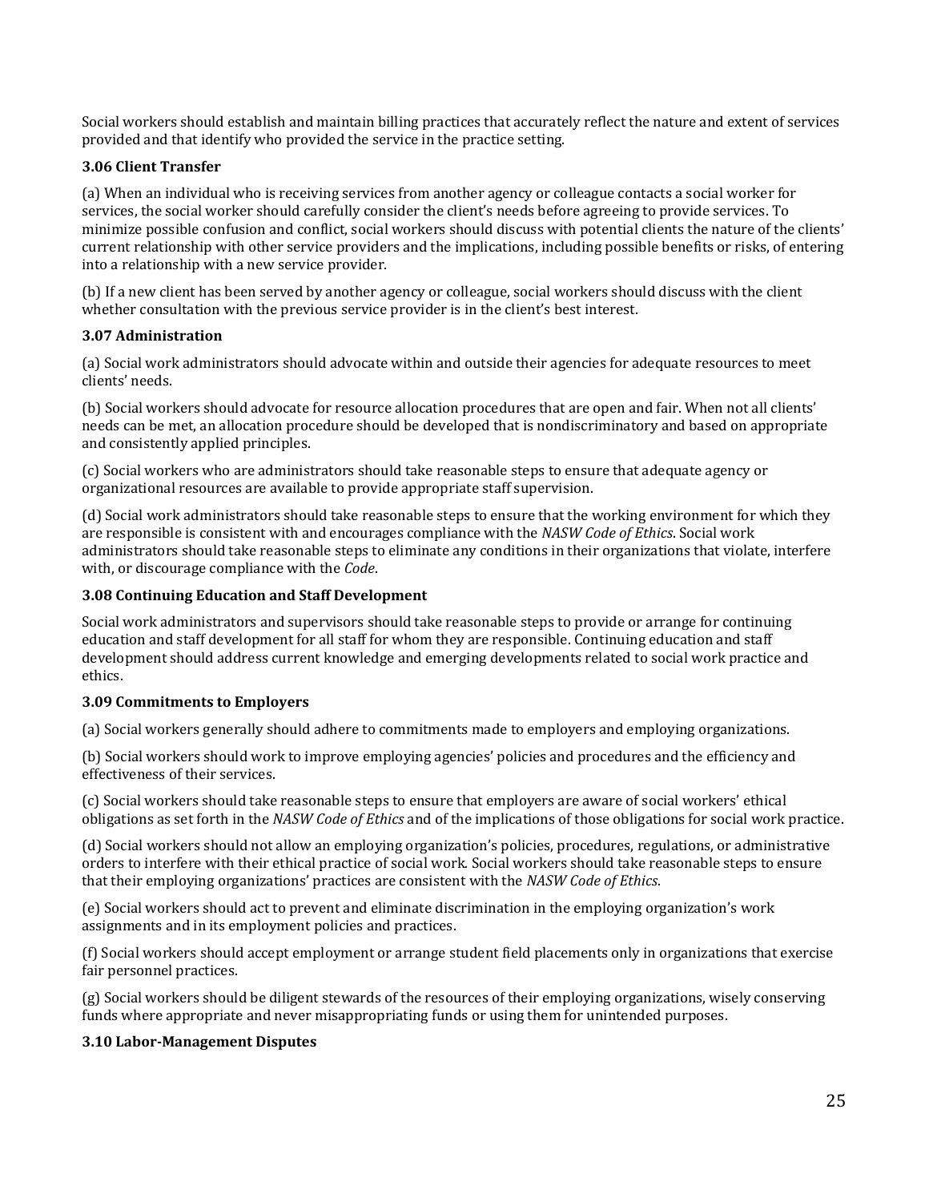Social workers should establish and maintain billing practices that accurately reflect the nature and extent of services provided and that identify who provided the service in the practice setting.

### 3.06 Client Transfer

(a) When an individual who is receiving services from another agency or colleague contacts a social worker for services, the social worker should carefully consider the client's needs before agreeing to provide services. To minimize possible confusion and conflict, social workers should discuss with potential clients the nature of the clients' current relationship with other service providers and the implications, including possible benefits or risks, of entering into a relationship with a new service provider.

(b) If a new client has been served by another agency or colleague, social workers should discuss with the client whether consultation with the previous service provider is in the client's best interest.

### 3.07 Administration

(a) Social work administrators should advocate within and outside their agencies for adequate resources to meet clients' needs.

(b) Social workers should advocate for resource allocation procedures that are open and fair. When not all clients' needs can be met, an allocation procedure should be developed that is nondiscriminatory and based on appropriate and consistently applied principles.

(c) Social workers who are administrators should take reasonable steps to ensure that adequate agency or organizational resources are available to provide appropriate staff supervision.

(d) Social work administrators should take reasonable steps to ensure that the working environment for which they are responsible is consistent with and encourages compliance with the *NASW Code of Ethics*. Social work administrators should take reasonable steps to eliminate any conditions in their organizations that violate, interfere with, or discourage compliance with the *Code*.

### 3.08 Continuing Education and Staff Development

Social work administrators and supervisors should take reasonable steps to provide or arrange for continuing education and staff development for all staff for whom they are responsible. Continuing education and staff development should address current knowledge and emerging developments related to social work practice and ethics.

### 3.09 Commitments to Employers

(a) Social workers generally should adhere to commitments made to employers and employing organizations.

(b) Social workers should work to improve employing agencies' policies and procedures and the efficiency and effectiveness of their services.

(c) Social workers should take reasonable steps to ensure that employers are aware of social workers' ethical obligations as set forth in the *NASW Code of Ethics* and of the implications of those obligations for social work practice.

(d) Social workers should not allow an employing organization's policies, procedures, regulations, or administrative orders to interfere with their ethical practice of social work. Social workers should take reasonable steps to ensure that their employing organizations' practices are consistent with the *NASW Code of Ethics*.

(e) Social workers should act to prevent and eliminate discrimination in the employing organization's work assignments and in its employment policies and practices.

(f) Social workers should accept employment or arrange student field placements only in organizations that exercise fair personnel practices.

(g) Social workers should be diligent stewards of the resources of their employing organizations, wisely conserving funds where appropriate and never misappropriating funds or using them for unintended purposes.

### 3.10 Labor-Management Disputes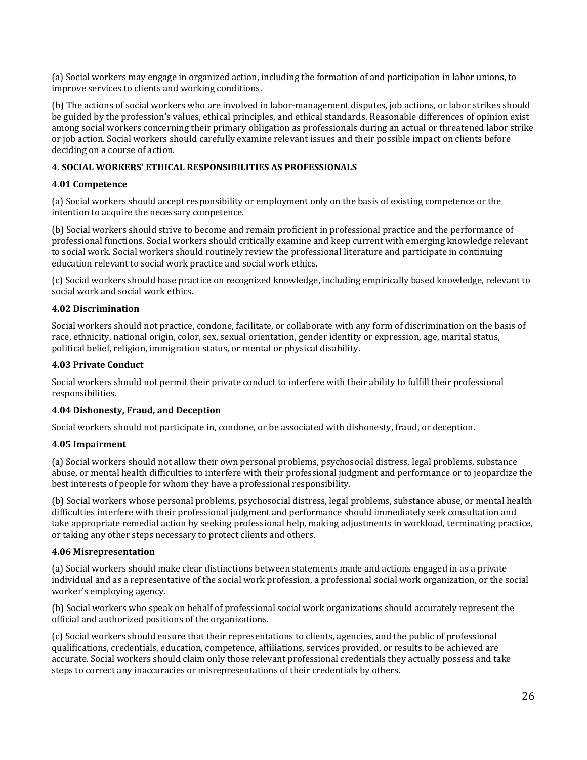(a) Social workers may engage in organized action, including the formation of and participation in labor unions, to improve services to clients and working conditions.

(b) The actions of social workers who are involved in labor-management disputes, job actions, or labor strikes should be guided by the profession's values, ethical principles, and ethical standards. Reasonable differences of opinion exist among social workers concerning their primary obligation as professionals during an actual or threatened labor strike or job action. Social workers should carefully examine relevant issues and their possible impact on clients before deciding on a course of action.

## 4. SOCIAL WORKERS' ETHICAL RESPONSIBILITIES AS PROFESSIONALS

### 4.01 Competence

(a) Social workers should accept responsibility or employment only on the basis of existing competence or the intention to acquire the necessary competence.

(b) Social workers should strive to become and remain proficient in professional practice and the performance of professional functions. Social workers should critically examine and keep current with emerging knowledge relevant to social work. Social workers should routinely review the professional literature and participate in continuing education relevant to social work practice and social work ethics.

(c) Social workers should base practice on recognized knowledge, including empirically based knowledge, relevant to social work and social work ethics.

### 4.02 Discrimination

Social workers should not practice, condone, facilitate, or collaborate with any form of discrimination on the basis of race, ethnicity, national origin, color, sex, sexual orientation, gender identity or expression, age, marital status, political belief, religion, immigration status, or mental or physical disability.

### 4.03 Private Conduct

Social workers should not permit their private conduct to interfere with their ability to fulfill their professional responsibilities.

### 4.04 Dishonesty, Fraud, and Deception

Social workers should not participate in, condone, or be associated with dishonesty, fraud, or deception.

### 4.05 Impairment

(a) Social workers should not allow their own personal problems, psychosocial distress, legal problems, substance abuse, or mental health difficulties to interfere with their professional judgment and performance or to jeopardize the best interests of people for whom they have a professional responsibility.

(b) Social workers whose personal problems, psychosocial distress, legal problems, substance abuse, or mental health difficulties interfere with their professional judgment and performance should immediately seek consultation and take appropriate remedial action by seeking professional help, making adjustments in workload, terminating practice, or taking any other steps necessary to protect clients and others.

### 4.06 Misrepresentation

(a) Social workers should make clear distinctions between statements made and actions engaged in as a private individual and as a representative of the social work profession, a professional social work organization, or the social worker's employing agency.

(b) Social workers who speak on behalf of professional social work organizations should accurately represent the official and authorized positions of the organizations.

(c) Social workers should ensure that their representations to clients, agencies, and the public of professional qualifications, credentials, education, competence, affiliations, services provided, or results to be achieved are accurate. Social workers should claim only those relevant professional credentials they actually possess and take steps to correct any inaccuracies or misrepresentations of their credentials by others.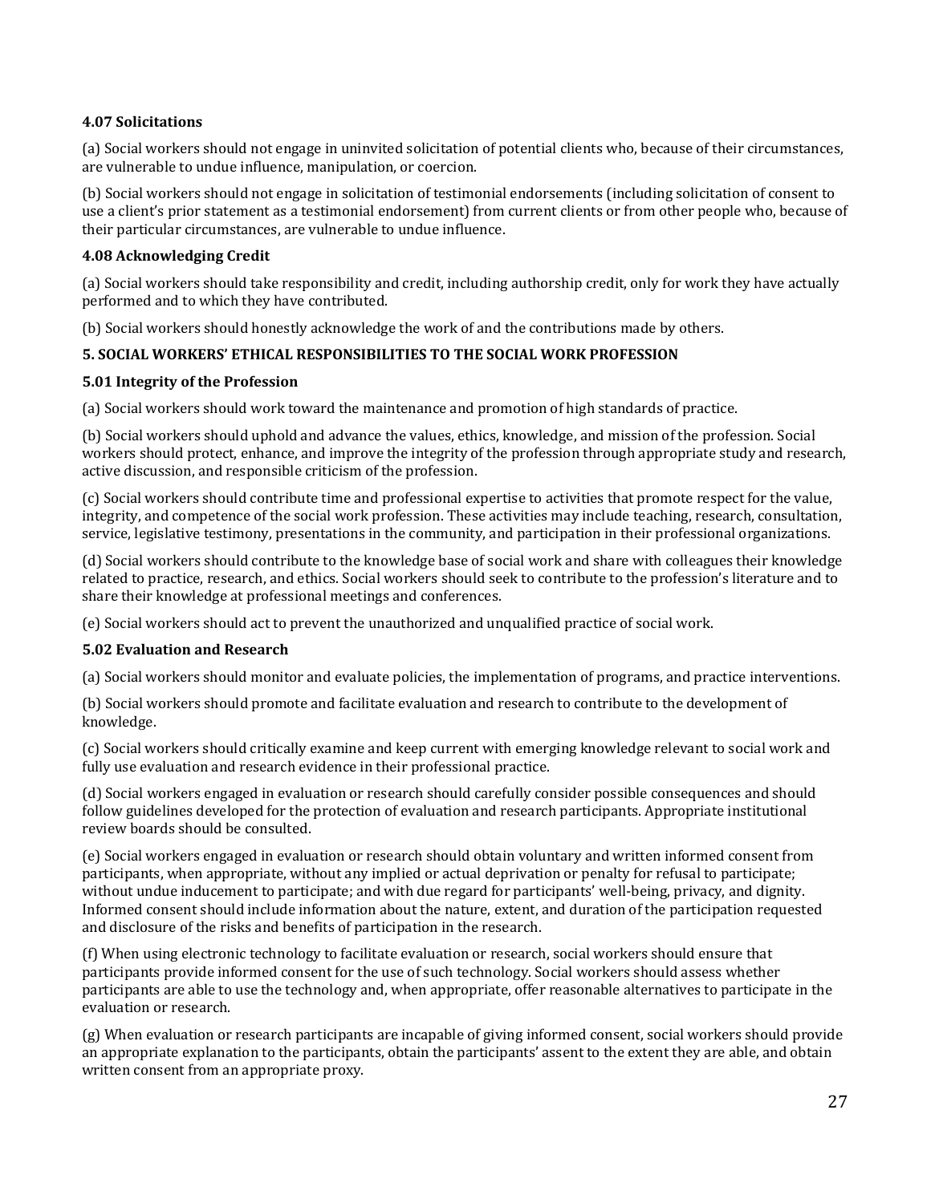**4.07 Solicitations**

(a) Social workers should not engage in uninvited solicitation of potential clients who, because of their circumstances, are vulnerable to undue influence, manipulation, or coercion.

(b) Social workers should not engage in solicitation of testimonial endorsements (including solicitation of consent to use a client's prior statement as a testimonial endorsement) from current clients or from other people who, because of their particular circumstances, are vulnerable to undue influence.

**4.08 Acknowledging Credit**

(a) Social workers should take responsibility and credit, including authorship credit, only for work they have actually performed and to which they have contributed.

(b) Social workers should honestly acknowledge the work of and the contributions made by others.

**5. SOCIAL WORKERS' ETHICAL RESPONSIBILITIES TO THE SOCIAL WORK PROFESSION**

**5.01 Integrity of the Profession**

(a) Social workers should work toward the maintenance and promotion of high standards of practice.

(b) Social workers should uphold and advance the values, ethics, knowledge, and mission of the profession. Social workers should protect, enhance, and improve the integrity of the profession through appropriate study and research, active discussion, and responsible criticism of the profession.

(c) Social workers should contribute time and professional expertise to activities that promote respect for the value, integrity, and competence of the social work profession. These activities may include teaching, research, consultation, service, legislative testimony, presentations in the community, and participation in their professional organizations.

(d) Social workers should contribute to the knowledge base of social work and share with colleagues their knowledge related to practice, research, and ethics. Social workers should seek to contribute to the profession's literature and to share their knowledge at professional meetings and conferences.

(e) Social workers should act to prevent the unauthorized and unqualified practice of social work.

**5.02 Evaluation and Research**

(a) Social workers should monitor and evaluate policies, the implementation of programs, and practice interventions.

(b) Social workers should promote and facilitate evaluation and research to contribute to the development of knowledge.

(c) Social workers should critically examine and keep current with emerging knowledge relevant to social work and fully use evaluation and research evidence in their professional practice.

(d) Social workers engaged in evaluation or research should carefully consider possible consequences and should follow guidelines developed for the protection of evaluation and research participants. Appropriate institutional review boards should be consulted.

(e) Social workers engaged in evaluation or research should obtain voluntary and written informed consent from participants, when appropriate, without any implied or actual deprivation or penalty for refusal to participate; without undue inducement to participate; and with due regard for participants' well-being, privacy, and dignity. Informed consent should include information about the nature, extent, and duration of the participation requested and disclosure of the risks and benefits of participation in the research.

(f) When using electronic technology to facilitate evaluation or research, social workers should ensure that participants provide informed consent for the use of such technology. Social workers should assess whether participants are able to use the technology and, when appropriate, offer reasonable alternatives to participate in the evaluation or research.

(g) When evaluation or research participants are incapable of giving informed consent, social workers should provide an appropriate explanation to the participants, obtain the participants' assent to the extent they are able, and obtain written consent from an appropriate proxy.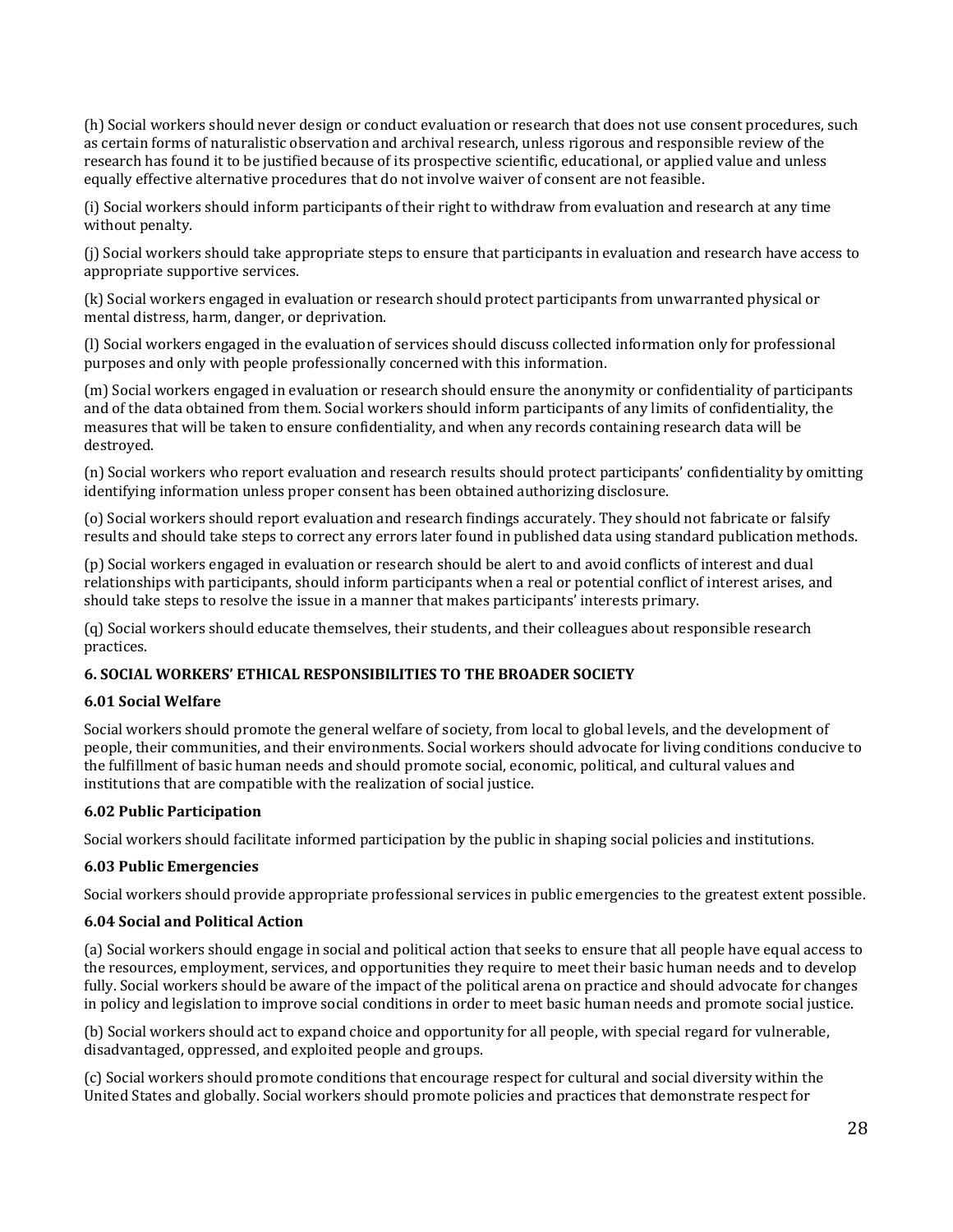(h) Social workers should never design or conduct evaluation or research that does not use consent procedures, such as certain forms of naturalistic observation and archival research, unless rigorous and responsible review of the research has found it to be justified because of its prospective scientific, educational, or applied value and unless equally effective alternative procedures that do not involve waiver of consent are not feasible.

(i) Social workers should inform participants of their right to withdraw from evaluation and research at any time without penalty.

(j) Social workers should take appropriate steps to ensure that participants in evaluation and research have access to appropriate supportive services.

(k) Social workers engaged in evaluation or research should protect participants from unwarranted physical or mental distress, harm, danger, or deprivation.

(l) Social workers engaged in the evaluation of services should discuss collected information only for professional purposes and only with people professionally concerned with this information.

(m) Social workers engaged in evaluation or research should ensure the anonymity or confidentiality of participants and of the data obtained from them. Social workers should inform participants of any limits of confidentiality, the measures that will be taken to ensure confidentiality, and when any records containing research data will be destroyed.

(n) Social workers who report evaluation and research results should protect participants' confidentiality by omitting identifying information unless proper consent has been obtained authorizing disclosure.

(o) Social workers should report evaluation and research findings accurately. They should not fabricate or falsify results and should take steps to correct any errors later found in published data using standard publication methods.

(p) Social workers engaged in evaluation or research should be alert to and avoid conflicts of interest and dual relationships with participants, should inform participants when a real or potential conflict of interest arises, and should take steps to resolve the issue in a manner that makes participants' interests primary.

(q) Social workers should educate themselves, their students, and their colleagues about responsible research practices.

## 6. SOCIAL WORKERS' ETHICAL RESPONSIBILITIES TO THE BROADER SOCIETY

### 6.01 Social Welfare

Social workers should promote the general welfare of society, from local to global levels, and the development of people, their communities, and their environments. Social workers should advocate for living conditions conducive to the fulfillment of basic human needs and should promote social, economic, political, and cultural values and institutions that are compatible with the realization of social justice.

### 6.02 Public Participation

Social workers should facilitate informed participation by the public in shaping social policies and institutions.

### 6.03 Public Emergencies

Social workers should provide appropriate professional services in public emergencies to the greatest extent possible.

### 6.04 Social and Political Action

(a) Social workers should engage in social and political action that seeks to ensure that all people have equal access to the resources, employment, services, and opportunities they require to meet their basic human needs and to develop fully. Social workers should be aware of the impact of the political arena on practice and should advocate for changes in policy and legislation to improve social conditions in order to meet basic human needs and promote social justice.

(b) Social workers should act to expand choice and opportunity for all people, with special regard for vulnerable, disadvantaged, oppressed, and exploited people and groups.

(c) Social workers should promote conditions that encourage respect for cultural and social diversity within the United States and globally. Social workers should promote policies and practices that demonstrate respect for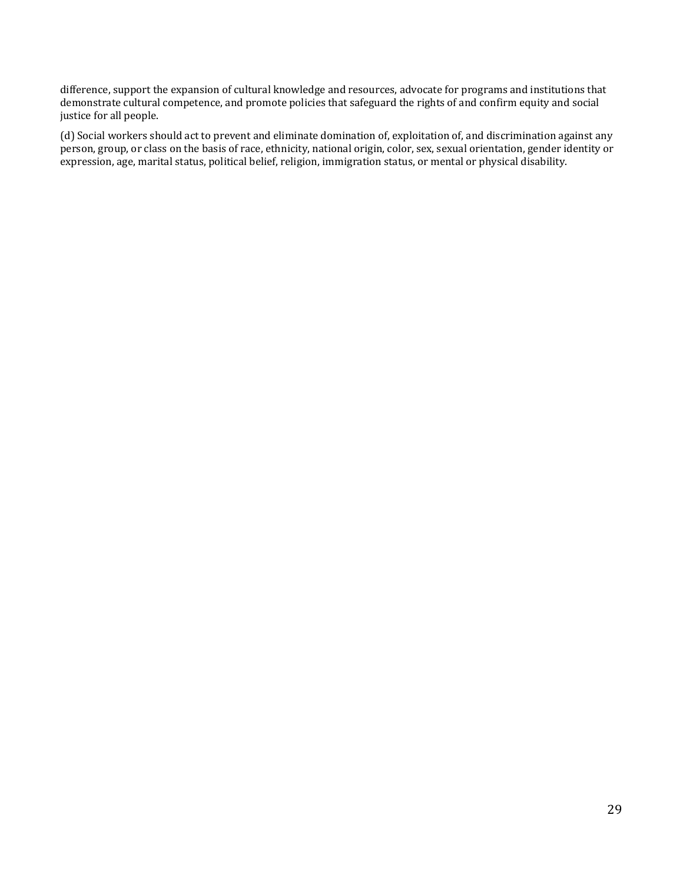difference, support the expansion of cultural knowledge and resources, advocate for programs and institutions that demonstrate cultural competence, and promote policies that safeguard the rights of and confirm equity and social justice for all people.

(d) Social workers should act to prevent and eliminate domination of, exploitation of, and discrimination against any person, group, or class on the basis of race, ethnicity, national origin, color, sex, sexual orientation, gender identity or expression, age, marital status, political belief, religion, immigration status, or mental or physical disability.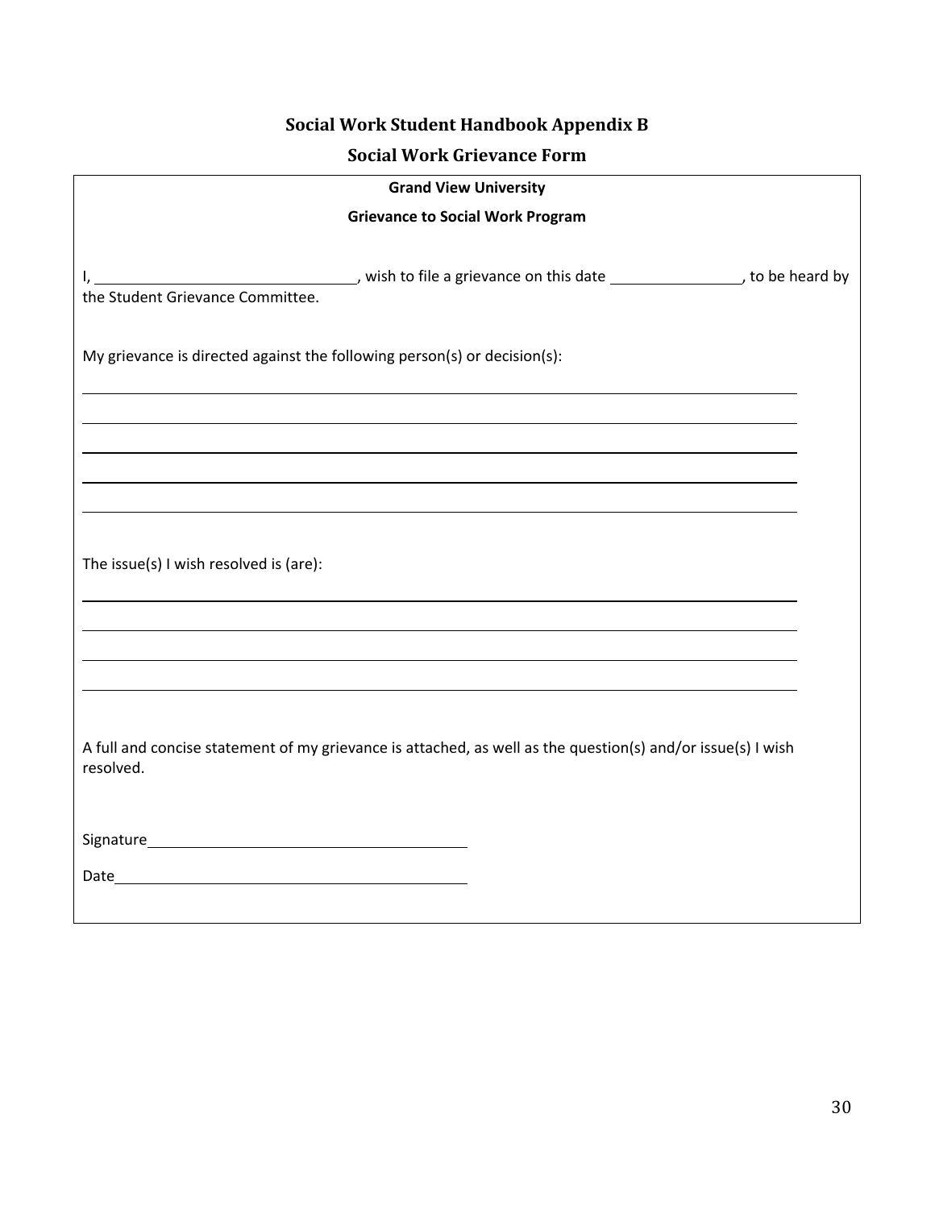## Social Work Student Handbook Appendix B

## Social Work Grievance Form

**Grand View University**

**Grievance to Social Work Program**

I, ______________________________, wish to file a grievance on this date _______________, to be heard by the Student Grievance Committee.

My grievance is directed against the following person(s) or decision(s):

_______________________________________________________________________________

_______________________________________________________________________________

_______________________________________________________________________________

_______________________________________________________________________________

_______________________________________________________________________________

The issue(s) I wish resolved is (are):

_______________________________________________________________________________

_______________________________________________________________________________

_______________________________________________________________________________

_______________________________________________________________________________

A full and concise statement of my grievance is attached, as well as the question(s) and/or issue(s) I wish resolved.

Signature_____________________________________

Date_________________________________________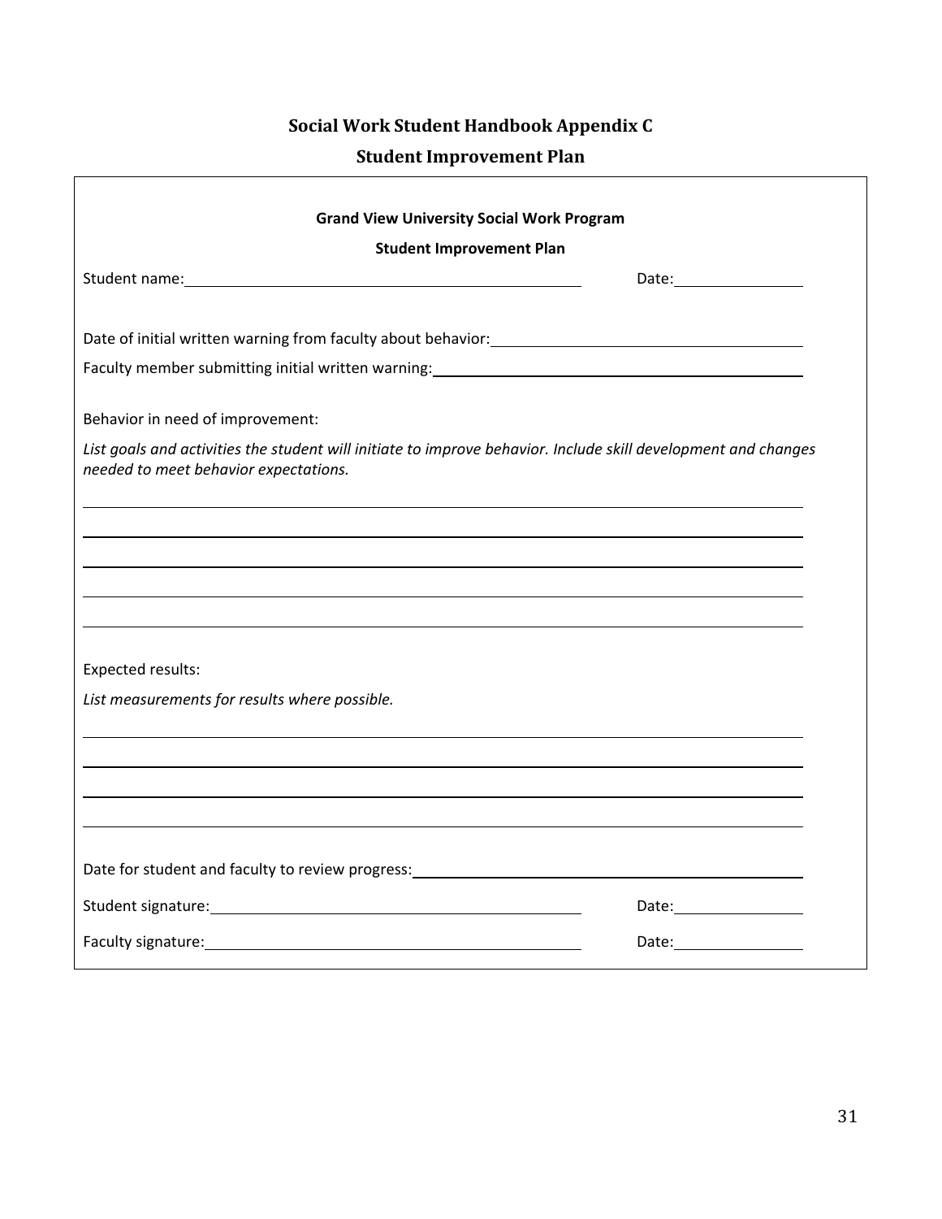# Social Work Student Handbook Appendix C

## Student Improvement Plan

**Grand View University Social Work Program**

**Student Improvement Plan**

Student name: ______________________________ Date: ______________

Date of initial written warning from faculty about behavior: ______________________________

Faculty member submitting initial written warning: ______________________________

Behavior in need of improvement:

*List goals and activities the student will initiate to improve behavior. Include skill development and changes needed to meet behavior expectations.*

______________________________________________________________________

______________________________________________________________________

______________________________________________________________________

______________________________________________________________________

______________________________________________________________________

Expected results:

*List measurements for results where possible.*

______________________________________________________________________

______________________________________________________________________

______________________________________________________________________

______________________________________________________________________

Date for student and faculty to review progress: ______________________________

Student signature: ______________________________ Date: ______________

Faculty signature: ______________________________ Date: ______________